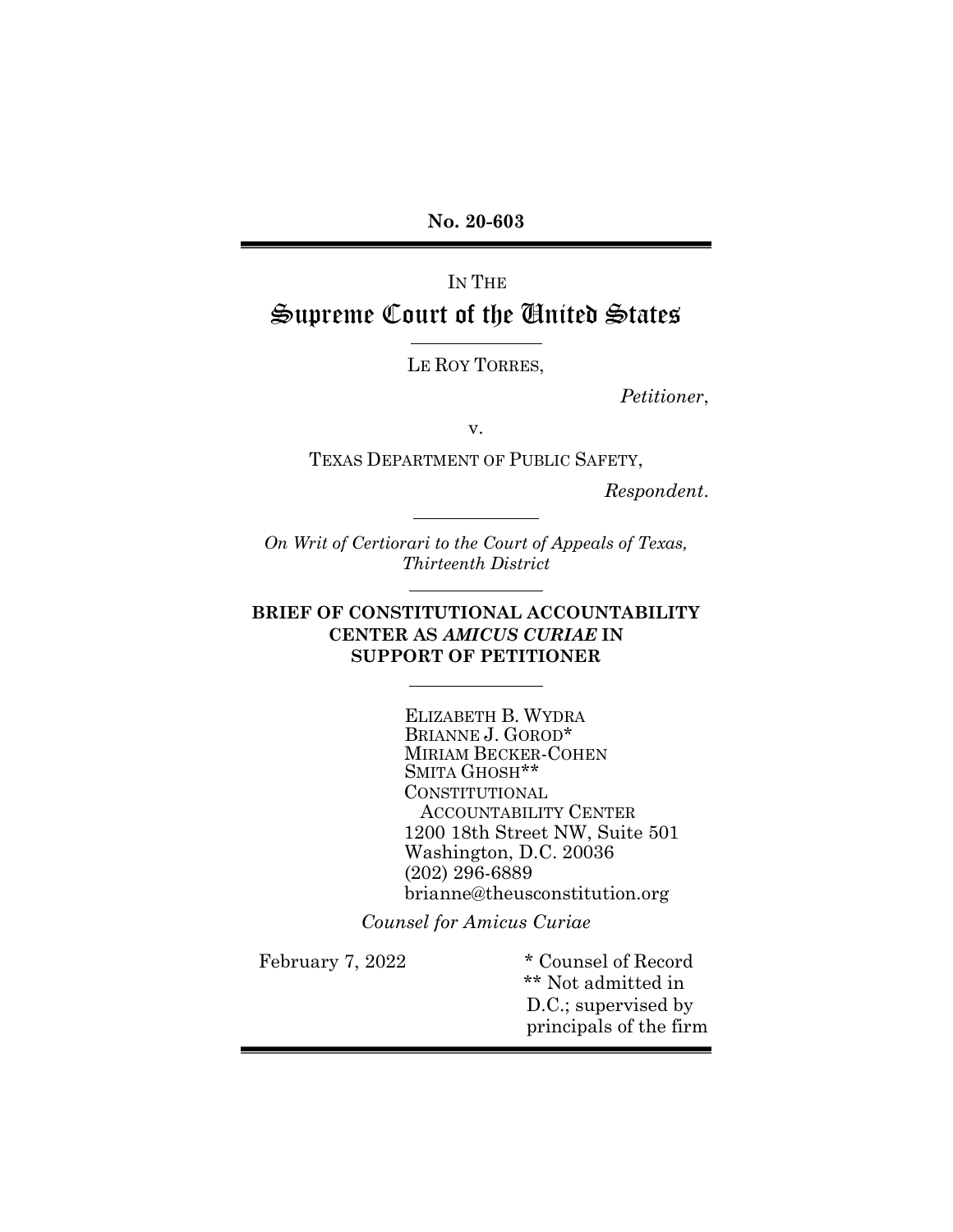**No. 20-603**

---

IN THE

# Supreme Court of the United States

---

LE ROY TORRES,

*Petitioner*,

v.

TEXAS DEPARTMENT OF PUBLIC SAFETY,

*Respondent*.

---

*On Writ of Certiorari to the Court of Appeals of Texas, Thirteenth District*

---

**BRIEF OF CONSTITUTIONAL ACCOUNTABILITY CENTER AS *AMICUS CURIAE* IN SUPPORT OF PETITIONER**

---

ELIZABETH B. WYDRA
BRIANNE J. GOROD*
MIRIAM BECKER-COHEN
SMITA GHOSH**
CONSTITUTIONAL
ACCOUNTABILITY CENTER
1200 18th Street NW, Suite 501
Washington, D.C. 20036
(202) 296-6889
brianne@theusconstitution.org

*Counsel for Amicus Curiae*

February 7, 2022

\* Counsel of Record
\*\* Not admitted in D.C.; supervised by principals of the firm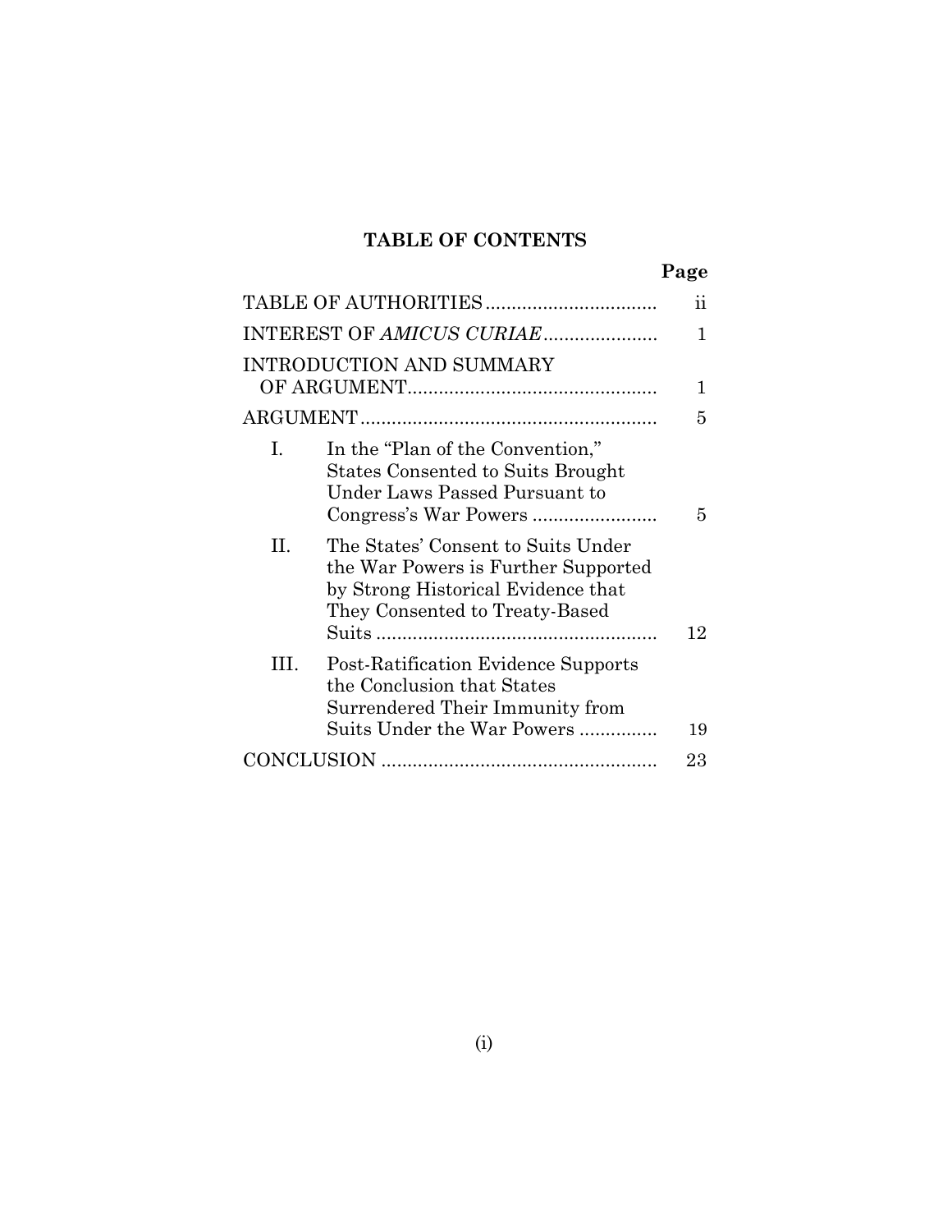## TABLE OF CONTENTS

| | Page |
|---|---|
| TABLE OF AUTHORITIES | ii |
| INTEREST OF *AMICUS CURIAE* | 1 |
| INTRODUCTION AND SUMMARY OF ARGUMENT | 1 |
| ARGUMENT | 5 |
| I. In the "Plan of the Convention," States Consented to Suits Brought Under Laws Passed Pursuant to Congress's War Powers | 5 |
| II. The States' Consent to Suits Under the War Powers is Further Supported by Strong Historical Evidence that They Consented to Treaty-Based Suits | 12 |
| III. Post-Ratification Evidence Supports the Conclusion that States Surrendered Their Immunity from Suits Under the War Powers | 19 |
| CONCLUSION | 23 |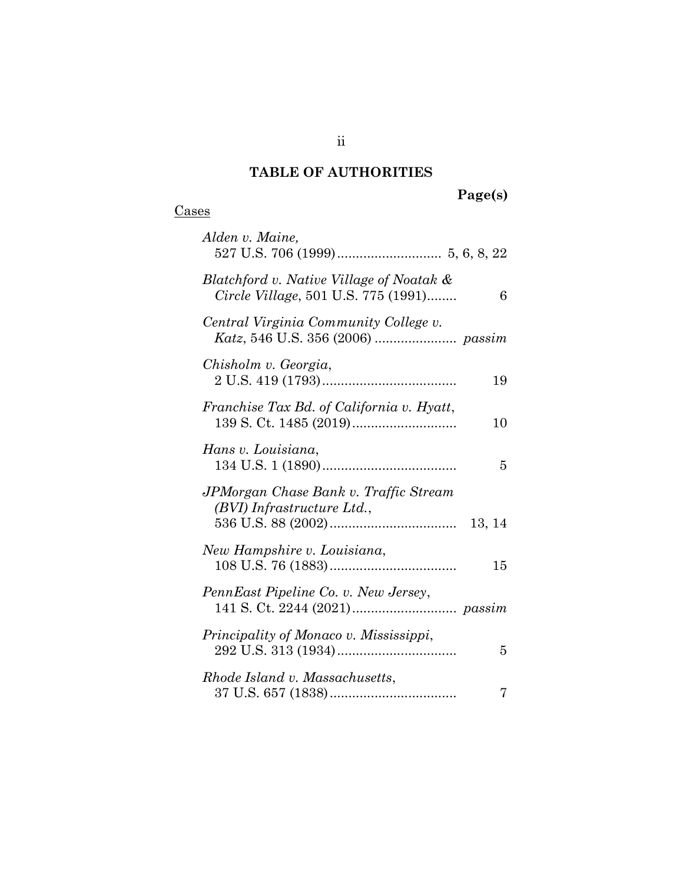## TABLE OF AUTHORITIES

**Page(s)**

Cases

*Alden v. Maine*,
527 U.S. 706 (1999)............................ 5, 6, 8, 22

*Blatchford v. Native Village of Noatak & Circle Village*, 501 U.S. 775 (1991)........ 6

*Central Virginia Community College v. Katz*, 546 U.S. 356 (2006) ...................... *passim*

*Chisholm v. Georgia*,
2 U.S. 419 (1793).................................... 19

*Franchise Tax Bd. of California v. Hyatt*,
139 S. Ct. 1485 (2019)............................ 10

*Hans v. Louisiana*,
134 U.S. 1 (1890).................................... 5

*JPMorgan Chase Bank v. Traffic Stream (BVI) Infrastructure Ltd.*,
536 U.S. 88 (2002).................................. 13, 14

*New Hampshire v. Louisiana*,
108 U.S. 76 (1883).................................. 15

*PennEast Pipeline Co. v. New Jersey*,
141 S. Ct. 2244 (2021)............................ *passim*

*Principality of Monaco v. Mississippi*,
292 U.S. 313 (1934)................................ 5

*Rhode Island v. Massachusetts*,
37 U.S. 657 (1838).................................. 7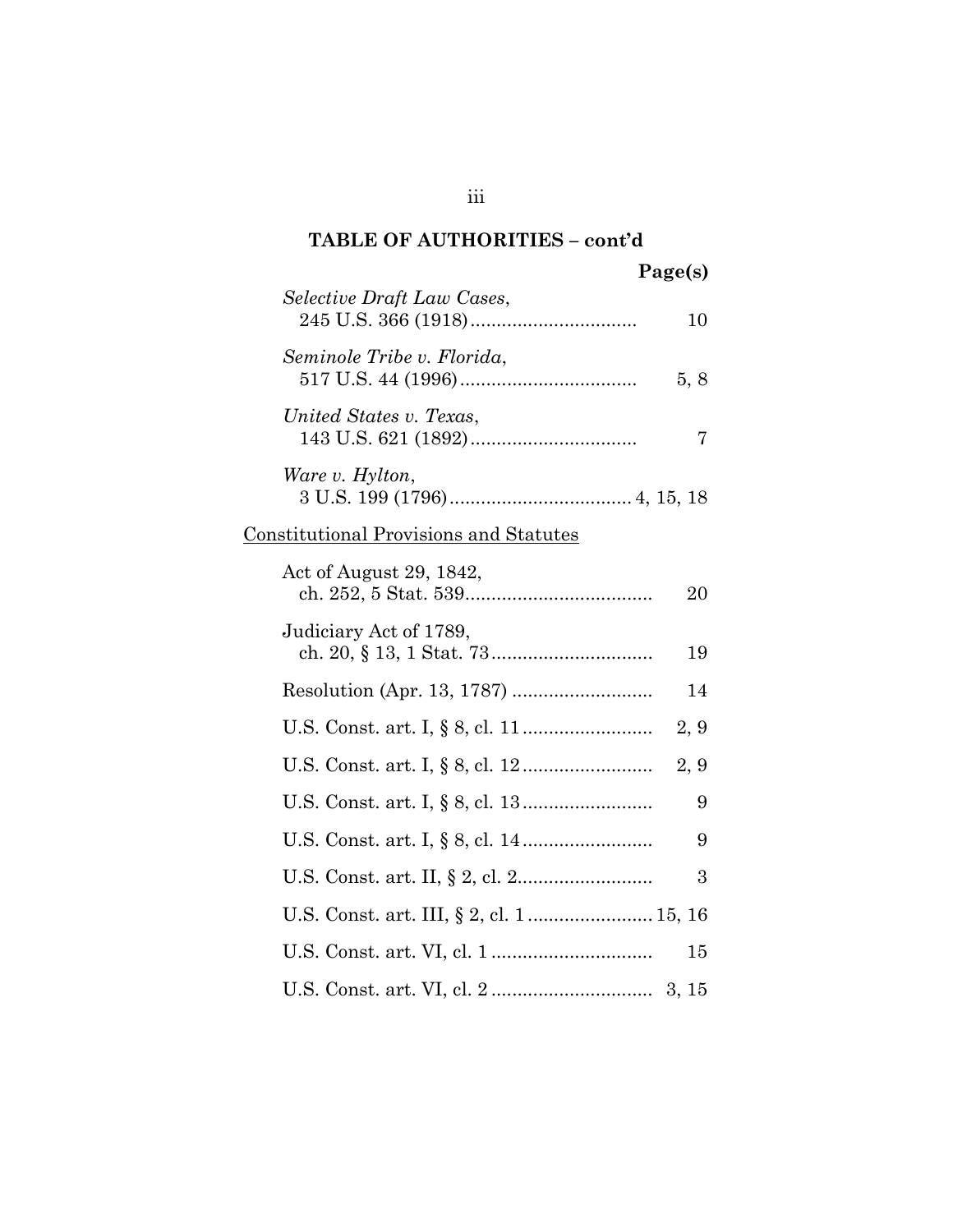## TABLE OF AUTHORITIES – cont'd

**Page(s)**

*Selective Draft Law Cases*,
245 U.S. 366 (1918) ................................ 10

*Seminole Tribe v. Florida*,
517 U.S. 44 (1996) ................................. 5, 8

*United States v. Texas*,
143 U.S. 621 (1892) ................................ 7

*Ware v. Hylton*,
3 U.S. 199 (1796) ................................... 4, 15, 18

Constitutional Provisions and Statutes

Act of August 29, 1842,
ch. 252, 5 Stat. 539 .................................... 20

Judiciary Act of 1789,
ch. 20, § 13, 1 Stat. 73 ............................... 19

Resolution (Apr. 13, 1787) ........................... 14

U.S. Const. art. I, § 8, cl. 11 ......................... 2, 9

U.S. Const. art. I, § 8, cl. 12 ......................... 2, 9

U.S. Const. art. I, § 8, cl. 13 ......................... 9

U.S. Const. art. I, § 8, cl. 14 ......................... 9

U.S. Const. art. II, § 2, cl. 2.......................... 3

U.S. Const. art. III, § 2, cl. 1 ........................ 15, 16

U.S. Const. art. VI, cl. 1 ............................... 15

U.S. Const. art. VI, cl. 2 ............................... 3, 15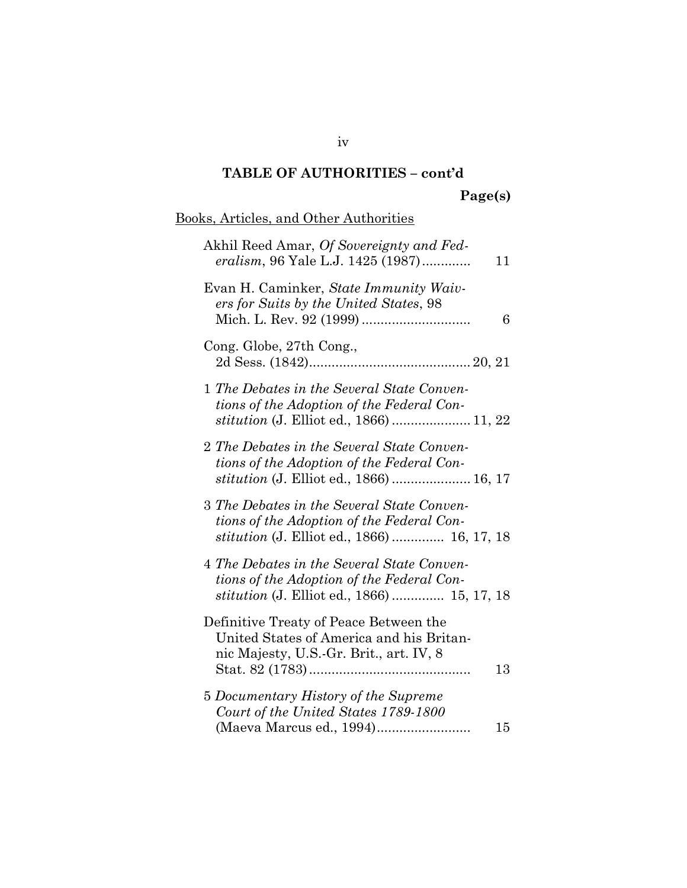## TABLE OF AUTHORITIES – cont'd

**Page(s)**

Books, Articles, and Other Authorities

Akhil Reed Amar, *Of Sovereignty and Federalism*, 96 Yale L.J. 1425 (1987) ............ 11

Evan H. Caminker, *State Immunity Waivers for Suits by the United States*, 98 Mich. L. Rev. 92 (1999) ............................ 6

Cong. Globe, 27th Cong., 2d Sess. (1842) .......................................... 20, 21

1 *The Debates in the Several State Conventions of the Adoption of the Federal Constitution* (J. Elliot ed., 1866) .................... 11, 22

2 *The Debates in the Several State Conventions of the Adoption of the Federal Constitution* (J. Elliot ed., 1866) .................... 16, 17

3 *The Debates in the Several State Conventions of the Adoption of the Federal Constitution* (J. Elliot ed., 1866) ............. 16, 17, 18

4 *The Debates in the Several State Conventions of the Adoption of the Federal Constitution* (J. Elliot ed., 1866) ............. 15, 17, 18

Definitive Treaty of Peace Between the United States of America and his Britannic Majesty, U.S.-Gr. Brit., art. IV, 8 Stat. 82 (1783) .......................................... 13

5 *Documentary History of the Supreme Court of the United States 1789-1800* (Maeva Marcus ed., 1994) ........................ 15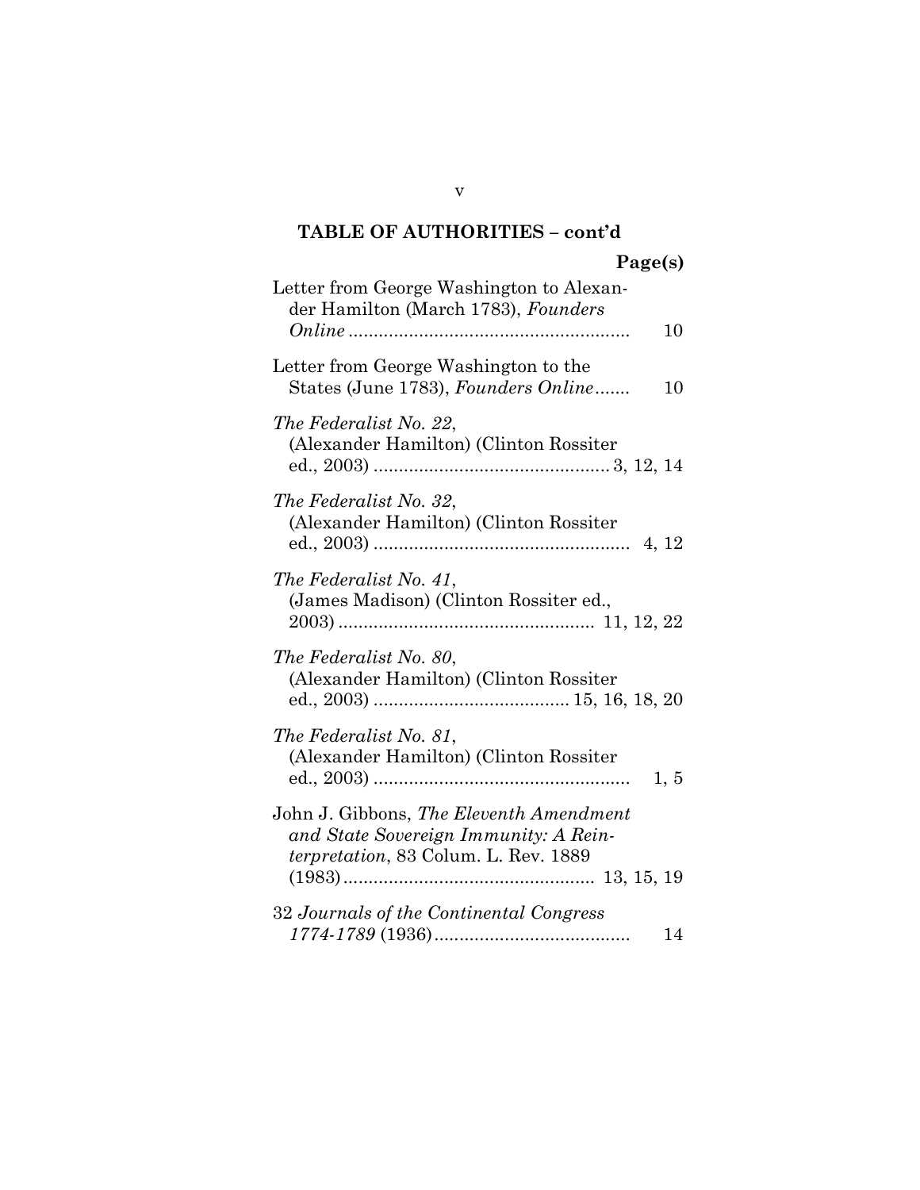## TABLE OF AUTHORITIES – cont'd

| | Page(s) |
|---|---|
| Letter from George Washington to Alexander Hamilton (March 1783), *Founders Online* | 10 |
| Letter from George Washington to the States (June 1783), *Founders Online* | 10 |
| *The Federalist No. 22*, (Alexander Hamilton) (Clinton Rossiter ed., 2003) | 3, 12, 14 |
| *The Federalist No. 32*, (Alexander Hamilton) (Clinton Rossiter ed., 2003) | 4, 12 |
| *The Federalist No. 41*, (James Madison) (Clinton Rossiter ed., 2003) | 11, 12, 22 |
| *The Federalist No. 80*, (Alexander Hamilton) (Clinton Rossiter ed., 2003) | 15, 16, 18, 20 |
| *The Federalist No. 81*, (Alexander Hamilton) (Clinton Rossiter ed., 2003) | 1, 5 |
| John J. Gibbons, *The Eleventh Amendment and State Sovereign Immunity: A Reinterpretation*, 83 Colum. L. Rev. 1889 (1983) | 13, 15, 19 |
| 32 *Journals of the Continental Congress 1774-1789* (1936) | 14 |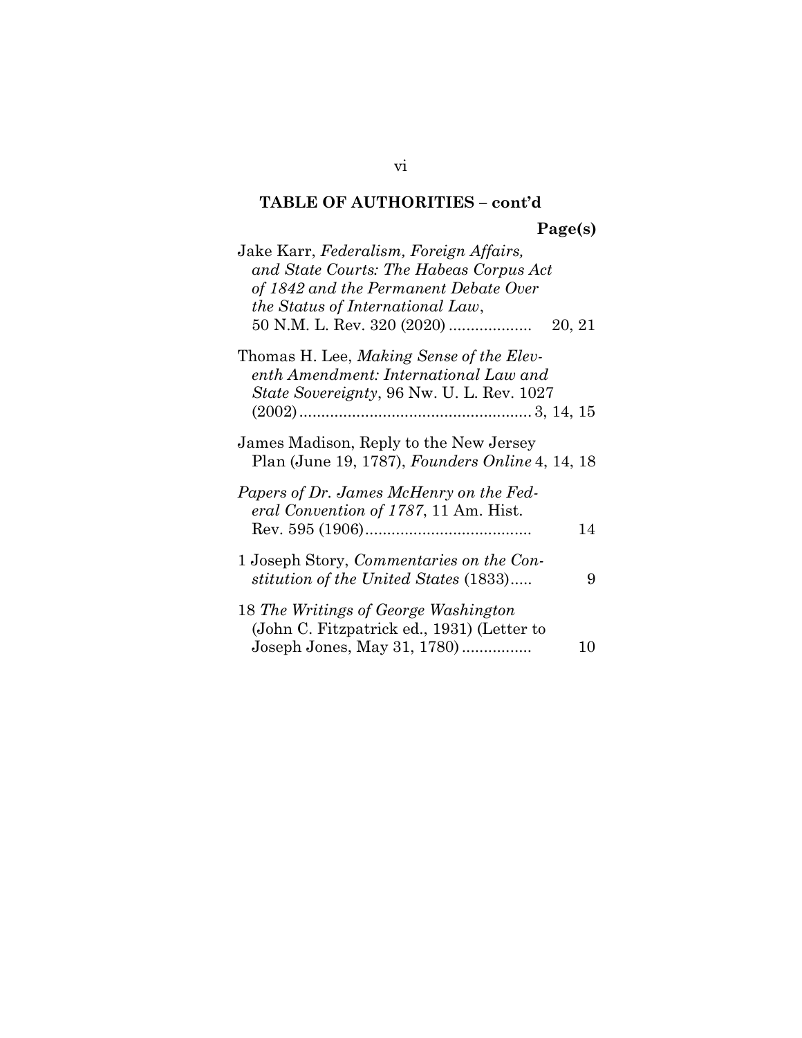## TABLE OF AUTHORITIES – cont'd

**Page(s)**

Jake Karr, *Federalism, Foreign Affairs, and State Courts: The Habeas Corpus Act of 1842 and the Permanent Debate Over the Status of International Law*, 50 N.M. L. Rev. 320 (2020) .................. 20, 21

Thomas H. Lee, *Making Sense of the Eleventh Amendment: International Law and State Sovereignty*, 96 Nw. U. L. Rev. 1027 (2002) .................................................... 3, 14, 15

James Madison, Reply to the New Jersey Plan (June 19, 1787), *Founders Online* 4, 14, 18

*Papers of Dr. James McHenry on the Federal Convention of 1787*, 11 Am. Hist. Rev. 595 (1906) ...................................... 14

1 Joseph Story, *Commentaries on the Constitution of the United States* (1833)..... 9

18 *The Writings of George Washington* (John C. Fitzpatrick ed., 1931) (Letter to Joseph Jones, May 31, 1780) ................ 10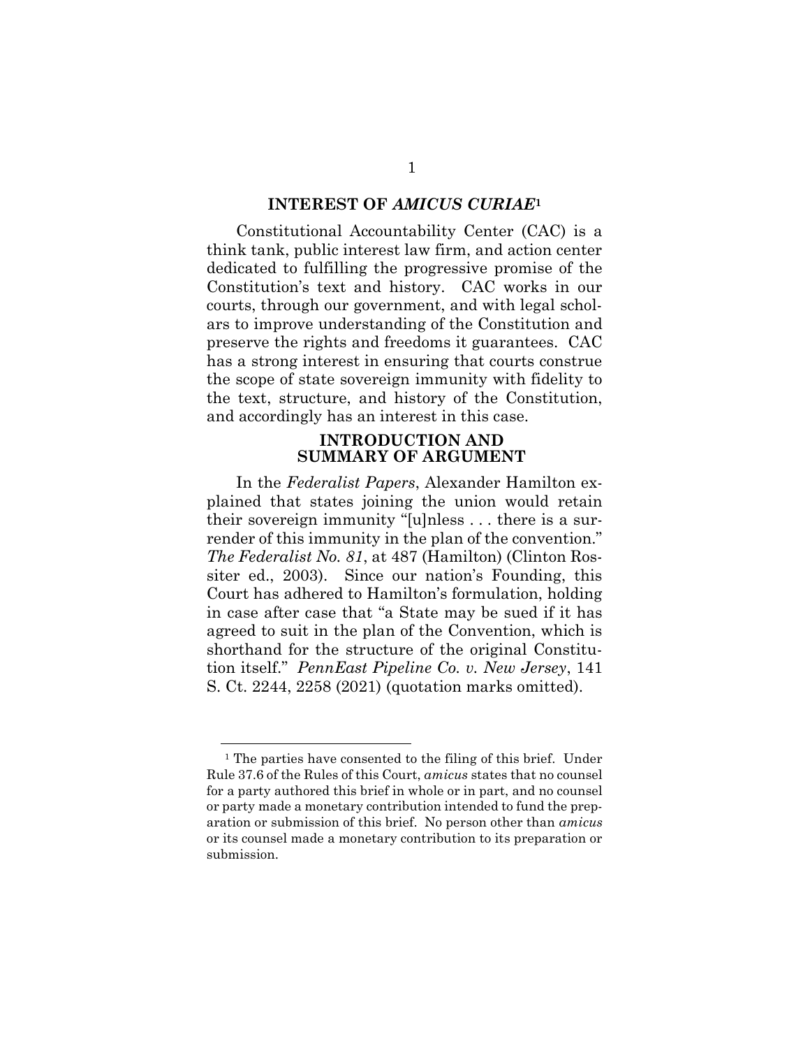## INTEREST OF *AMICUS CURIAE*[1]

Constitutional Accountability Center (CAC) is a think tank, public interest law firm, and action center dedicated to fulfilling the progressive promise of the Constitution's text and history. CAC works in our courts, through our government, and with legal scholars to improve understanding of the Constitution and preserve the rights and freedoms it guarantees. CAC has a strong interest in ensuring that courts construe the scope of state sovereign immunity with fidelity to the text, structure, and history of the Constitution, and accordingly has an interest in this case.

## INTRODUCTION AND SUMMARY OF ARGUMENT

In the *Federalist Papers*, Alexander Hamilton explained that states joining the union would retain their sovereign immunity "[u]nless . . . there is a surrender of this immunity in the plan of the convention." *The Federalist No. 81*, at 487 (Hamilton) (Clinton Rossiter ed., 2003). Since our nation's Founding, this Court has adhered to Hamilton's formulation, holding in case after case that "a State may be sued if it has agreed to suit in the plan of the Convention, which is shorthand for the structure of the original Constitution itself." *PennEast Pipeline Co. v. New Jersey*, 141 S. Ct. 2244, 2258 (2021) (quotation marks omitted).

---

[1] The parties have consented to the filing of this brief. Under Rule 37.6 of the Rules of this Court, *amicus* states that no counsel for a party authored this brief in whole or in part, and no counsel or party made a monetary contribution intended to fund the preparation or submission of this brief. No person other than *amicus* or its counsel made a monetary contribution to its preparation or submission.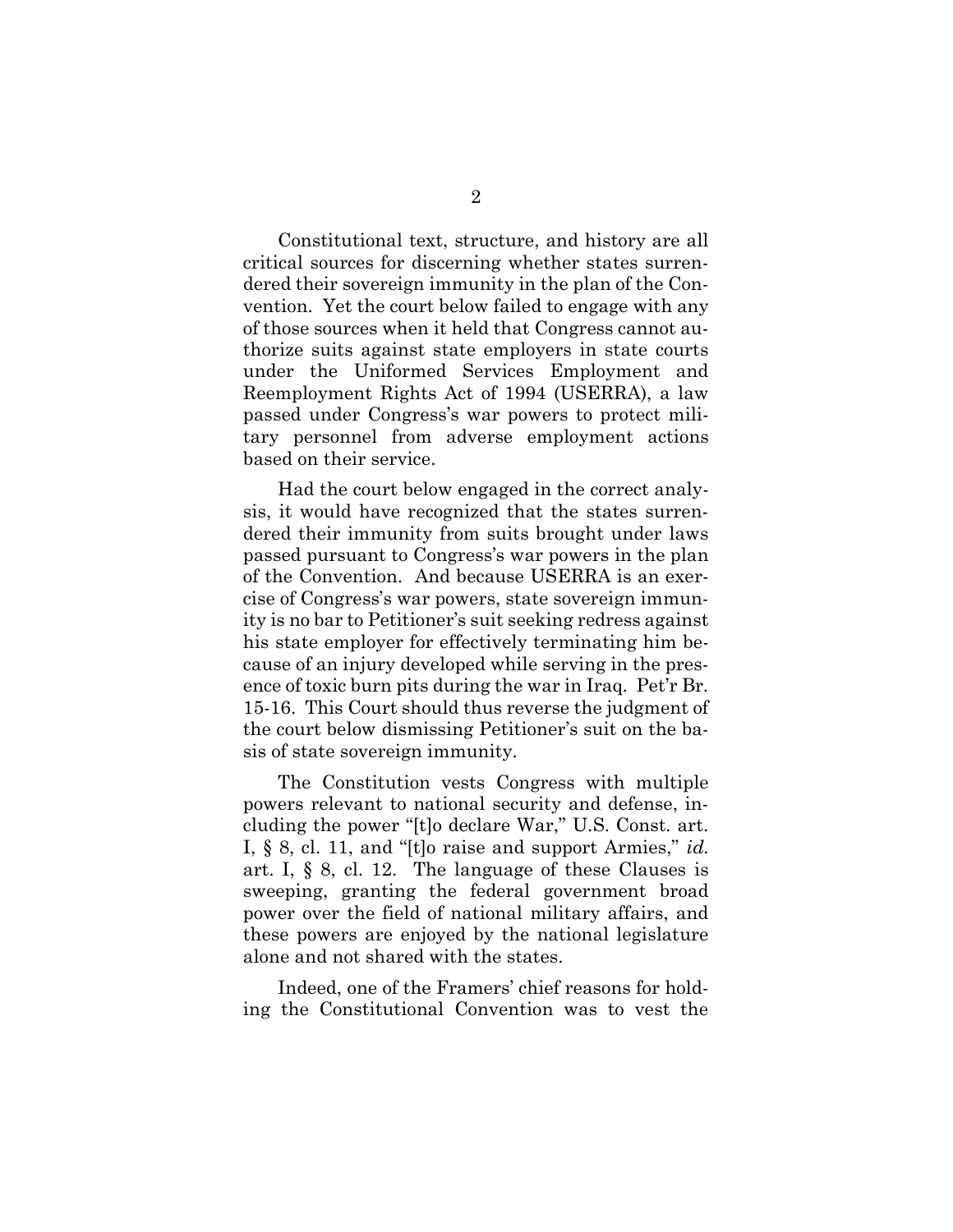Constitutional text, structure, and history are all critical sources for discerning whether states surrendered their sovereign immunity in the plan of the Convention. Yet the court below failed to engage with any of those sources when it held that Congress cannot authorize suits against state employers in state courts under the Uniformed Services Employment and Reemployment Rights Act of 1994 (USERRA), a law passed under Congress's war powers to protect military personnel from adverse employment actions based on their service.

Had the court below engaged in the correct analysis, it would have recognized that the states surrendered their immunity from suits brought under laws passed pursuant to Congress's war powers in the plan of the Convention. And because USERRA is an exercise of Congress's war powers, state sovereign immunity is no bar to Petitioner's suit seeking redress against his state employer for effectively terminating him because of an injury developed while serving in the presence of toxic burn pits during the war in Iraq. Pet'r Br. 15-16. This Court should thus reverse the judgment of the court below dismissing Petitioner's suit on the basis of state sovereign immunity.

The Constitution vests Congress with multiple powers relevant to national security and defense, including the power "[t]o declare War," U.S. Const. art. I, § 8, cl. 11, and "[t]o raise and support Armies," *id.* art. I, § 8, cl. 12. The language of these Clauses is sweeping, granting the federal government broad power over the field of national military affairs, and these powers are enjoyed by the national legislature alone and not shared with the states.

Indeed, one of the Framers' chief reasons for holding the Constitutional Convention was to vest the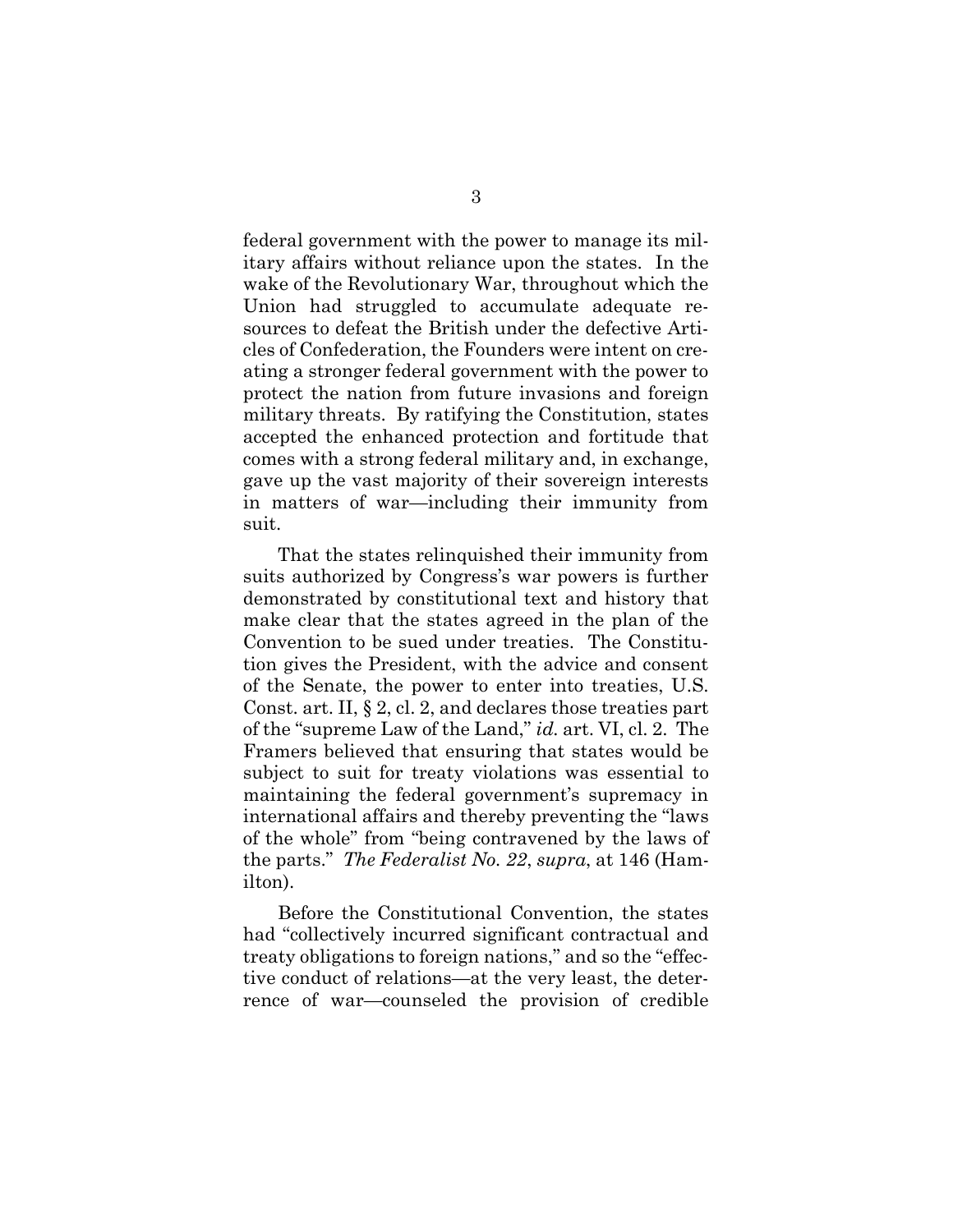federal government with the power to manage its military affairs without reliance upon the states. In the wake of the Revolutionary War, throughout which the Union had struggled to accumulate adequate resources to defeat the British under the defective Articles of Confederation, the Founders were intent on creating a stronger federal government with the power to protect the nation from future invasions and foreign military threats. By ratifying the Constitution, states accepted the enhanced protection and fortitude that comes with a strong federal military and, in exchange, gave up the vast majority of their sovereign interests in matters of war—including their immunity from suit.

That the states relinquished their immunity from suits authorized by Congress's war powers is further demonstrated by constitutional text and history that make clear that the states agreed in the plan of the Convention to be sued under treaties. The Constitution gives the President, with the advice and consent of the Senate, the power to enter into treaties, U.S. Const. art. II, § 2, cl. 2, and declares those treaties part of the "supreme Law of the Land," *id.* art. VI, cl. 2. The Framers believed that ensuring that states would be subject to suit for treaty violations was essential to maintaining the federal government's supremacy in international affairs and thereby preventing the "laws of the whole" from "being contravened by the laws of the parts." *The Federalist No. 22*, *supra*, at 146 (Hamilton).

Before the Constitutional Convention, the states had "collectively incurred significant contractual and treaty obligations to foreign nations," and so the "effective conduct of relations—at the very least, the deterrence of war—counseled the provision of credible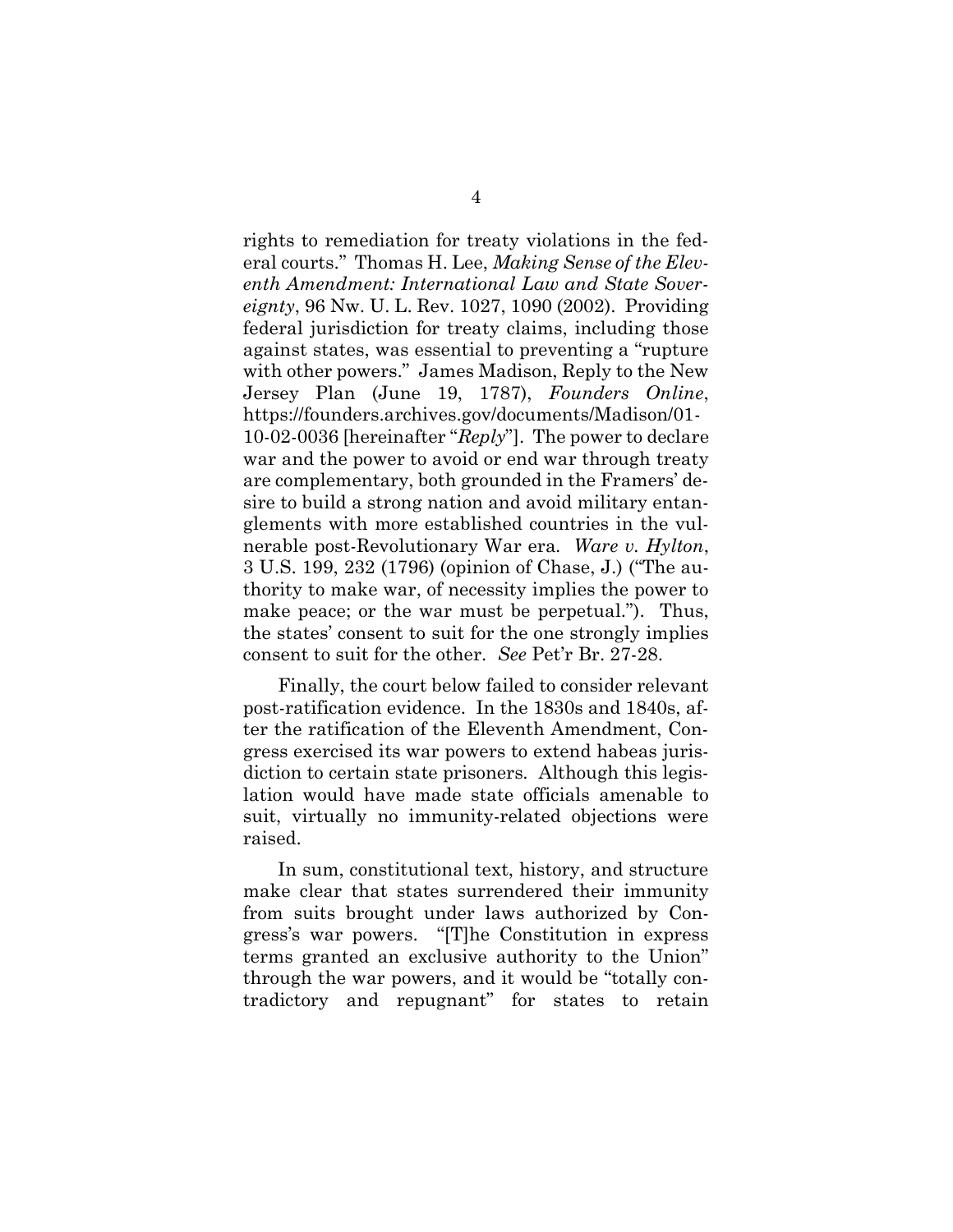rights to remediation for treaty violations in the federal courts." Thomas H. Lee, *Making Sense of the Eleventh Amendment: International Law and State Sovereignty*, 96 Nw. U. L. Rev. 1027, 1090 (2002). Providing federal jurisdiction for treaty claims, including those against states, was essential to preventing a "rupture with other powers." James Madison, Reply to the New Jersey Plan (June 19, 1787), *Founders Online*, https://founders.archives.gov/documents/Madison/01-10-02-0036 [hereinafter "*Reply*"]. The power to declare war and the power to avoid or end war through treaty are complementary, both grounded in the Framers' desire to build a strong nation and avoid military entanglements with more established countries in the vulnerable post-Revolutionary War era. *Ware v. Hylton*, 3 U.S. 199, 232 (1796) (opinion of Chase, J.) ("The authority to make war, of necessity implies the power to make peace; or the war must be perpetual."). Thus, the states' consent to suit for the one strongly implies consent to suit for the other. *See* Pet'r Br. 27-28.

Finally, the court below failed to consider relevant post-ratification evidence. In the 1830s and 1840s, after the ratification of the Eleventh Amendment, Congress exercised its war powers to extend habeas jurisdiction to certain state prisoners. Although this legislation would have made state officials amenable to suit, virtually no immunity-related objections were raised.

In sum, constitutional text, history, and structure make clear that states surrendered their immunity from suits brought under laws authorized by Congress's war powers. "[T]he Constitution in express terms granted an exclusive authority to the Union" through the war powers, and it would be "totally contradictory and repugnant" for states to retain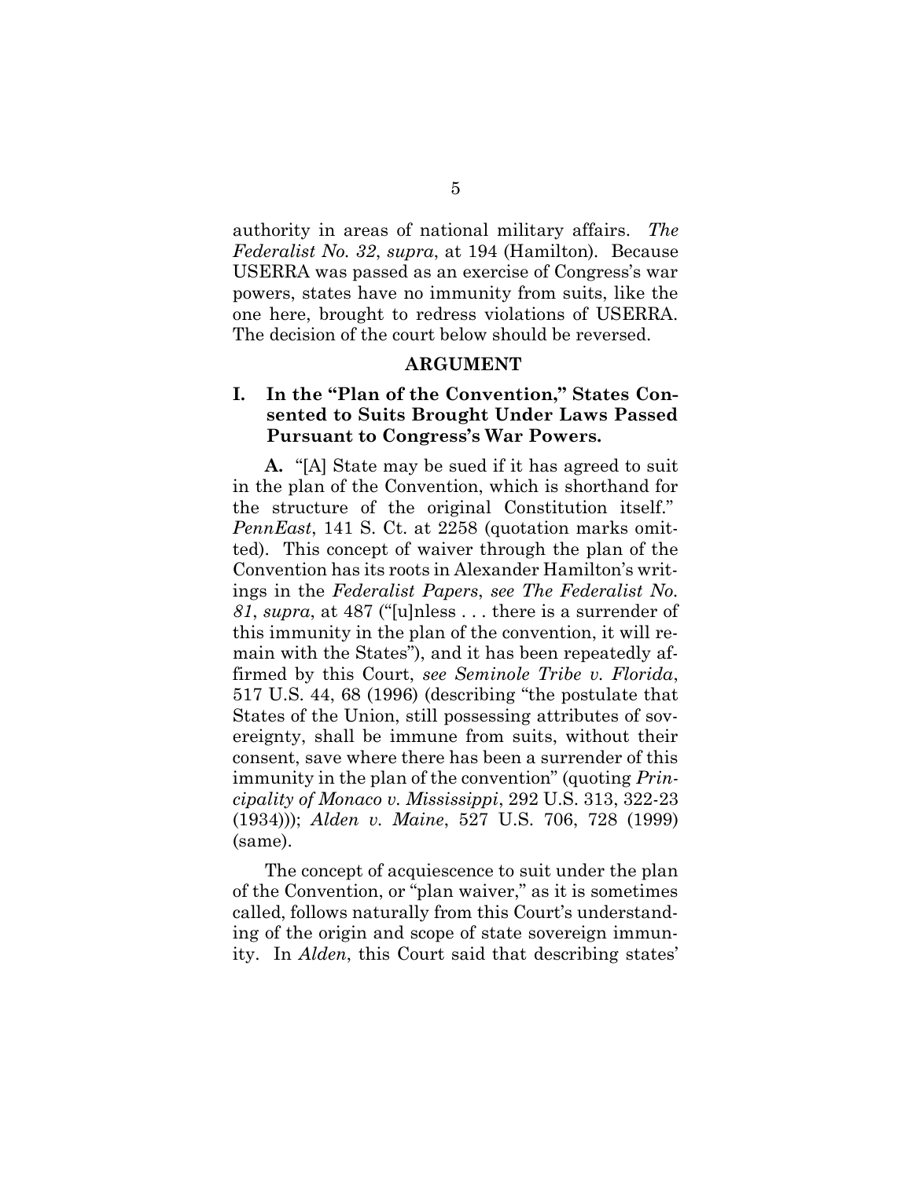authority in areas of national military affairs. *The Federalist No. 32*, *supra*, at 194 (Hamilton). Because USERRA was passed as an exercise of Congress's war powers, states have no immunity from suits, like the one here, brought to redress violations of USERRA. The decision of the court below should be reversed.

## ARGUMENT

### I. In the "Plan of the Convention," States Consented to Suits Brought Under Laws Passed Pursuant to Congress's War Powers.

**A.** "[A] State may be sued if it has agreed to suit in the plan of the Convention, which is shorthand for the structure of the original Constitution itself." *PennEast*, 141 S. Ct. at 2258 (quotation marks omitted). This concept of waiver through the plan of the Convention has its roots in Alexander Hamilton's writings in the *Federalist Papers*, *see The Federalist No. 81*, *supra*, at 487 ("[u]nless . . . there is a surrender of this immunity in the plan of the convention, it will remain with the States"), and it has been repeatedly affirmed by this Court, *see Seminole Tribe v. Florida*, 517 U.S. 44, 68 (1996) (describing "the postulate that States of the Union, still possessing attributes of sovereignty, shall be immune from suits, without their consent, save where there has been a surrender of this immunity in the plan of the convention" (quoting *Principality of Monaco v. Mississippi*, 292 U.S. 313, 322-23 (1934))); *Alden v. Maine*, 527 U.S. 706, 728 (1999) (same).

The concept of acquiescence to suit under the plan of the Convention, or "plan waiver," as it is sometimes called, follows naturally from this Court's understanding of the origin and scope of state sovereign immunity. In *Alden*, this Court said that describing states'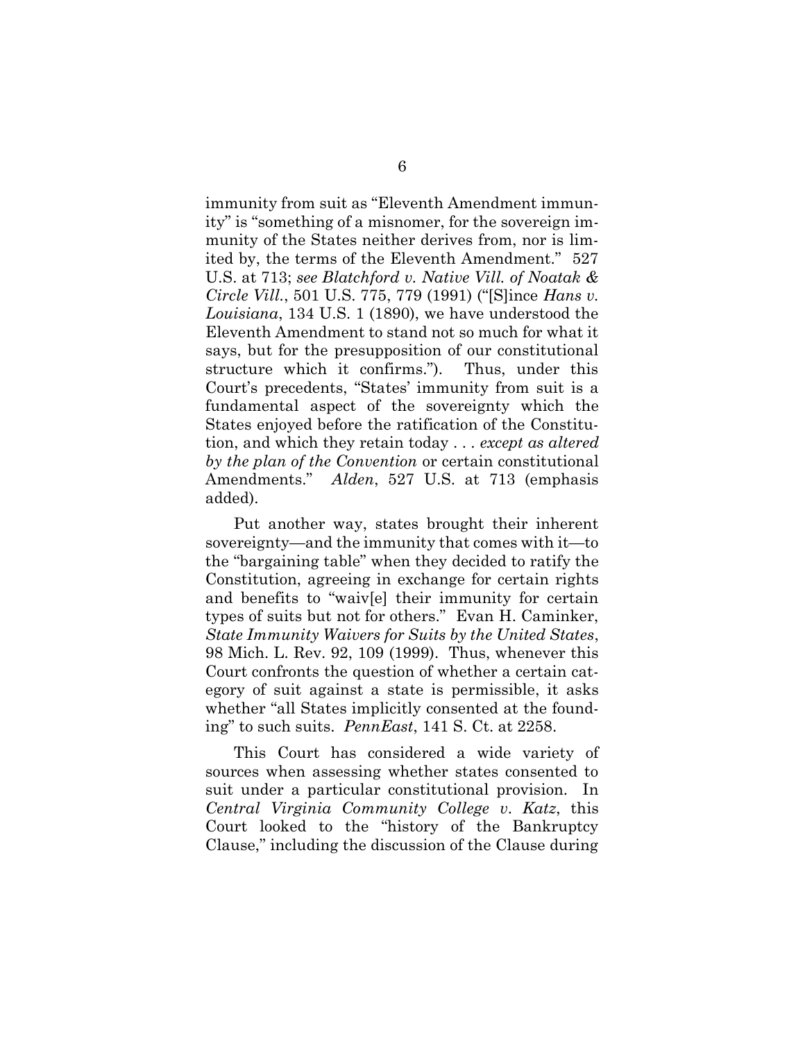immunity from suit as "Eleventh Amendment immunity" is "something of a misnomer, for the sovereign immunity of the States neither derives from, nor is limited by, the terms of the Eleventh Amendment." 527 U.S. at 713; *see Blatchford v. Native Vill. of Noatak & Circle Vill.*, 501 U.S. 775, 779 (1991) ("[S]ince *Hans v. Louisiana*, 134 U.S. 1 (1890), we have understood the Eleventh Amendment to stand not so much for what it says, but for the presupposition of our constitutional structure which it confirms."). Thus, under this Court's precedents, "States' immunity from suit is a fundamental aspect of the sovereignty which the States enjoyed before the ratification of the Constitution, and which they retain today . . . *except as altered by the plan of the Convention* or certain constitutional Amendments." *Alden*, 527 U.S. at 713 (emphasis added).

Put another way, states brought their inherent sovereignty—and the immunity that comes with it—to the "bargaining table" when they decided to ratify the Constitution, agreeing in exchange for certain rights and benefits to "waiv[e] their immunity for certain types of suits but not for others." Evan H. Caminker, *State Immunity Waivers for Suits by the United States*, 98 Mich. L. Rev. 92, 109 (1999). Thus, whenever this Court confronts the question of whether a certain category of suit against a state is permissible, it asks whether "all States implicitly consented at the founding" to such suits. *PennEast*, 141 S. Ct. at 2258.

This Court has considered a wide variety of sources when assessing whether states consented to suit under a particular constitutional provision. In *Central Virginia Community College v. Katz*, this Court looked to the "history of the Bankruptcy Clause," including the discussion of the Clause during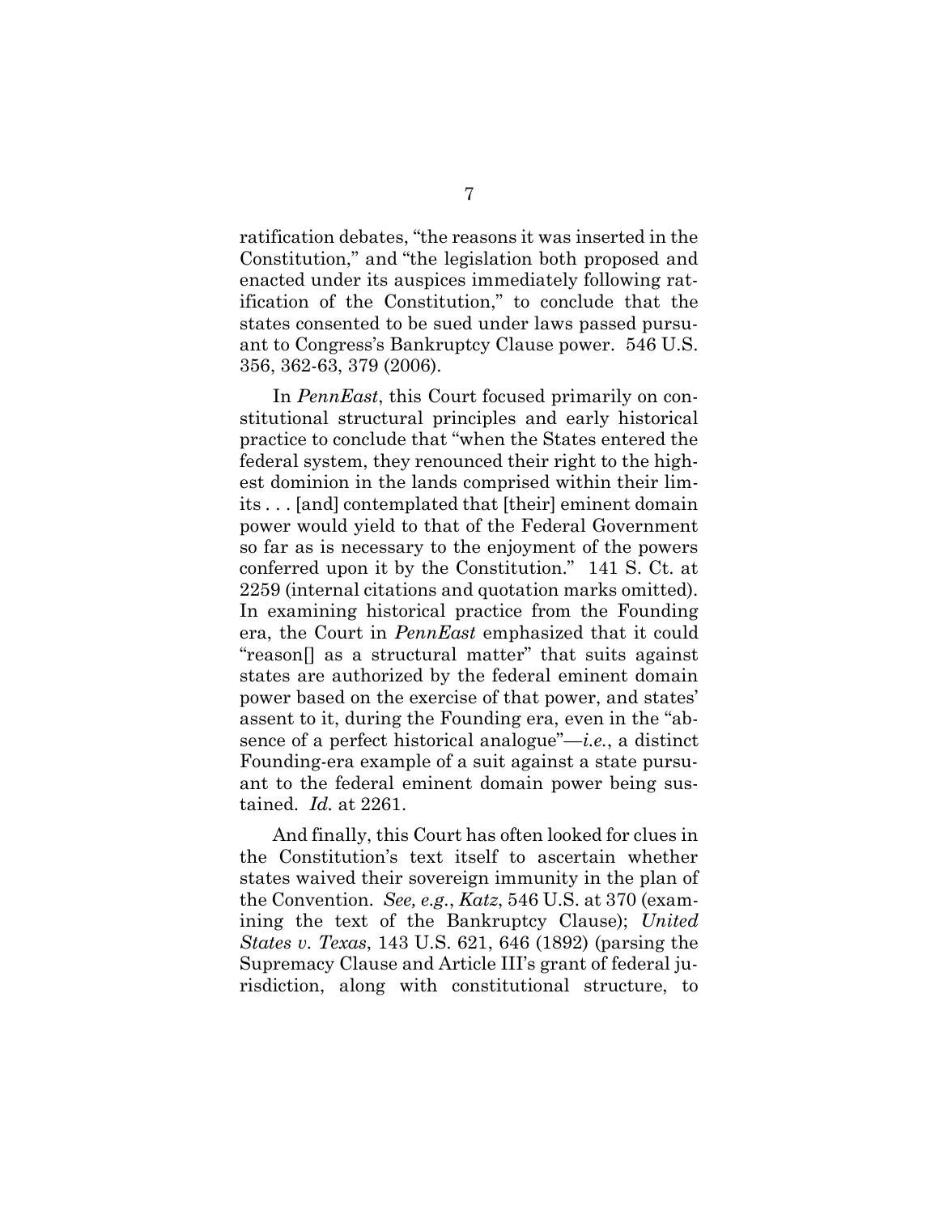ratification debates, "the reasons it was inserted in the Constitution," and "the legislation both proposed and enacted under its auspices immediately following ratification of the Constitution," to conclude that the states consented to be sued under laws passed pursuant to Congress's Bankruptcy Clause power. 546 U.S. 356, 362-63, 379 (2006).

In *PennEast*, this Court focused primarily on constitutional structural principles and early historical practice to conclude that "when the States entered the federal system, they renounced their right to the highest dominion in the lands comprised within their limits . . . [and] contemplated that [their] eminent domain power would yield to that of the Federal Government so far as is necessary to the enjoyment of the powers conferred upon it by the Constitution." 141 S. Ct. at 2259 (internal citations and quotation marks omitted). In examining historical practice from the Founding era, the Court in *PennEast* emphasized that it could "reason[] as a structural matter" that suits against states are authorized by the federal eminent domain power based on the exercise of that power, and states' assent to it, during the Founding era, even in the "absence of a perfect historical analogue"—*i.e.*, a distinct Founding-era example of a suit against a state pursuant to the federal eminent domain power being sustained. *Id.* at 2261.

And finally, this Court has often looked for clues in the Constitution's text itself to ascertain whether states waived their sovereign immunity in the plan of the Convention. *See, e.g.*, *Katz*, 546 U.S. at 370 (examining the text of the Bankruptcy Clause); *United States v. Texas*, 143 U.S. 621, 646 (1892) (parsing the Supremacy Clause and Article III's grant of federal jurisdiction, along with constitutional structure, to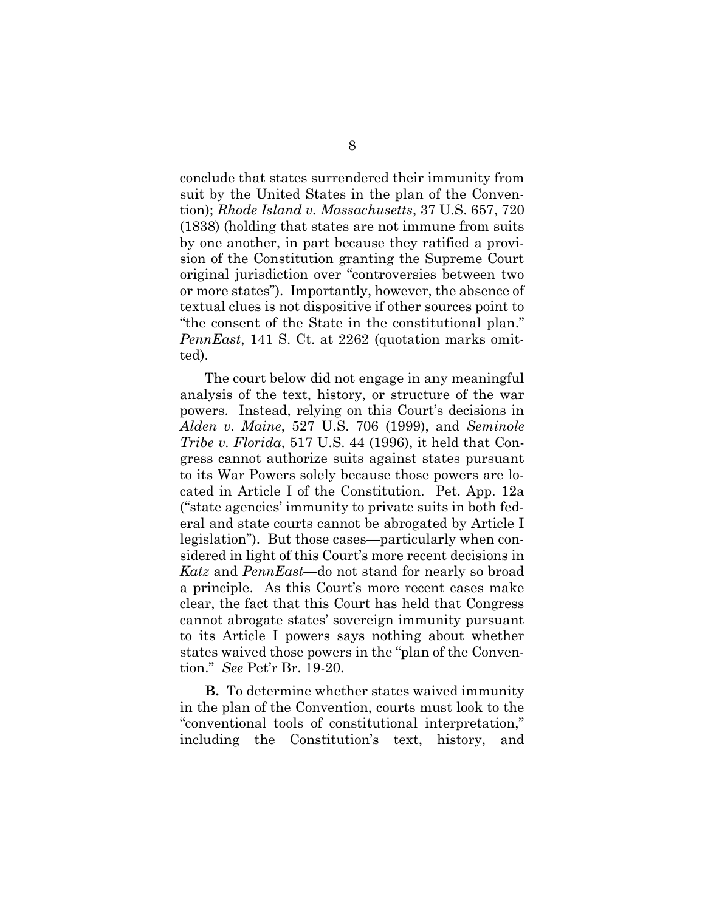conclude that states surrendered their immunity from suit by the United States in the plan of the Convention); *Rhode Island v. Massachusetts*, 37 U.S. 657, 720 (1838) (holding that states are not immune from suits by one another, in part because they ratified a provision of the Constitution granting the Supreme Court original jurisdiction over "controversies between two or more states"). Importantly, however, the absence of textual clues is not dispositive if other sources point to "the consent of the State in the constitutional plan." *PennEast*, 141 S. Ct. at 2262 (quotation marks omitted).

The court below did not engage in any meaningful analysis of the text, history, or structure of the war powers. Instead, relying on this Court's decisions in *Alden v. Maine*, 527 U.S. 706 (1999), and *Seminole Tribe v. Florida*, 517 U.S. 44 (1996), it held that Congress cannot authorize suits against states pursuant to its War Powers solely because those powers are located in Article I of the Constitution. Pet. App. 12a ("state agencies' immunity to private suits in both federal and state courts cannot be abrogated by Article I legislation"). But those cases—particularly when considered in light of this Court's more recent decisions in *Katz* and *PennEast*—do not stand for nearly so broad a principle. As this Court's more recent cases make clear, the fact that this Court has held that Congress cannot abrogate states' sovereign immunity pursuant to its Article I powers says nothing about whether states waived those powers in the "plan of the Convention." *See* Pet'r Br. 19-20.

**B.** To determine whether states waived immunity in the plan of the Convention, courts must look to the "conventional tools of constitutional interpretation," including the Constitution's text, history, and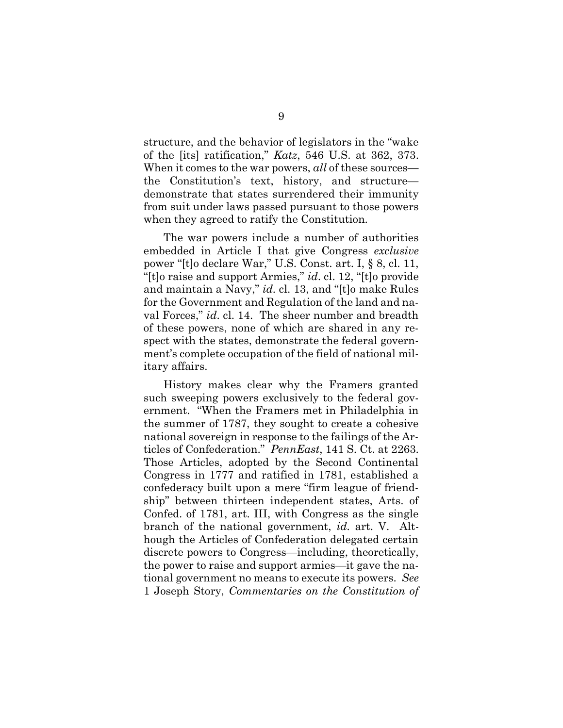structure, and the behavior of legislators in the "wake of the [its] ratification," *Katz*, 546 U.S. at 362, 373. When it comes to the war powers, *all* of these sources—the Constitution's text, history, and structure—demonstrate that states surrendered their immunity from suit under laws passed pursuant to those powers when they agreed to ratify the Constitution.

The war powers include a number of authorities embedded in Article I that give Congress *exclusive* power "[t]o declare War," U.S. Const. art. I, § 8, cl. 11, "[t]o raise and support Armies," *id*. cl. 12, "[t]o provide and maintain a Navy," *id*. cl. 13, and "[t]o make Rules for the Government and Regulation of the land and naval Forces," *id*. cl. 14. The sheer number and breadth of these powers, none of which are shared in any respect with the states, demonstrate the federal government's complete occupation of the field of national military affairs.

History makes clear why the Framers granted such sweeping powers exclusively to the federal government. "When the Framers met in Philadelphia in the summer of 1787, they sought to create a cohesive national sovereign in response to the failings of the Articles of Confederation." *PennEast*, 141 S. Ct. at 2263. Those Articles, adopted by the Second Continental Congress in 1777 and ratified in 1781, established a confederacy built upon a mere "firm league of friendship" between thirteen independent states, Arts. of Confed. of 1781, art. III, with Congress as the single branch of the national government, *id*. art. V. Although the Articles of Confederation delegated certain discrete powers to Congress—including, theoretically, the power to raise and support armies—it gave the national government no means to execute its powers. *See* 1 Joseph Story, *Commentaries on the Constitution of*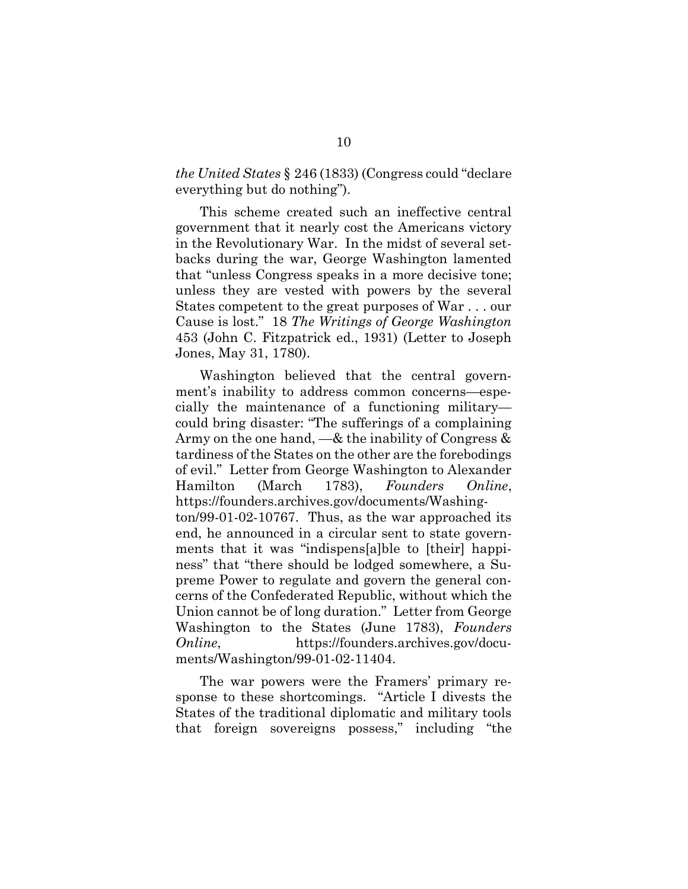*the United States* § 246 (1833) (Congress could "declare everything but do nothing").

This scheme created such an ineffective central government that it nearly cost the Americans victory in the Revolutionary War. In the midst of several setbacks during the war, George Washington lamented that "unless Congress speaks in a more decisive tone; unless they are vested with powers by the several States competent to the great purposes of War . . . our Cause is lost." 18 *The Writings of George Washington* 453 (John C. Fitzpatrick ed., 1931) (Letter to Joseph Jones, May 31, 1780).

Washington believed that the central government's inability to address common concerns—especially the maintenance of a functioning military—could bring disaster: "The sufferings of a complaining Army on the one hand, —& the inability of Congress & tardiness of the States on the other are the forebodings of evil." Letter from George Washington to Alexander Hamilton (March 1783), *Founders Online*, https://founders.archives.gov/documents/Washington/99-01-02-10767. Thus, as the war approached its end, he announced in a circular sent to state governments that it was "indispens[a]ble to [their] happiness" that "there should be lodged somewhere, a Supreme Power to regulate and govern the general concerns of the Confederated Republic, without which the Union cannot be of long duration." Letter from George Washington to the States (June 1783), *Founders Online*, https://founders.archives.gov/documents/Washington/99-01-02-11404.

The war powers were the Framers' primary response to these shortcomings. "Article I divests the States of the traditional diplomatic and military tools that foreign sovereigns possess," including "the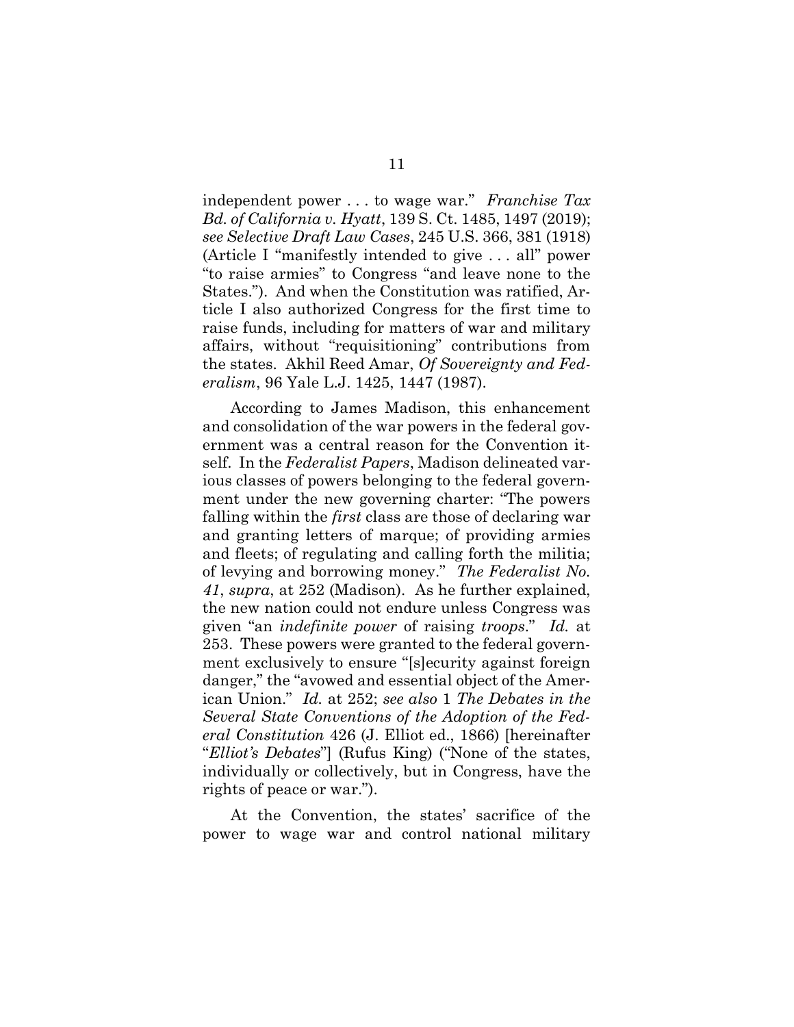independent power . . . to wage war." *Franchise Tax Bd. of California v. Hyatt*, 139 S. Ct. 1485, 1497 (2019); *see Selective Draft Law Cases*, 245 U.S. 366, 381 (1918) (Article I "manifestly intended to give . . . all" power "to raise armies" to Congress "and leave none to the States."). And when the Constitution was ratified, Article I also authorized Congress for the first time to raise funds, including for matters of war and military affairs, without "requisitioning" contributions from the states. Akhil Reed Amar, *Of Sovereignty and Federalism*, 96 Yale L.J. 1425, 1447 (1987).

According to James Madison, this enhancement and consolidation of the war powers in the federal government was a central reason for the Convention itself. In the *Federalist Papers*, Madison delineated various classes of powers belonging to the federal government under the new governing charter: "The powers falling within the *first* class are those of declaring war and granting letters of marque; of providing armies and fleets; of regulating and calling forth the militia; of levying and borrowing money." *The Federalist No. 41*, *supra*, at 252 (Madison). As he further explained, the new nation could not endure unless Congress was given "an *indefinite power* of raising *troops*." *Id.* at 253. These powers were granted to the federal government exclusively to ensure "[s]ecurity against foreign danger," the "avowed and essential object of the American Union." *Id.* at 252; *see also* 1 *The Debates in the Several State Conventions of the Adoption of the Federal Constitution* 426 (J. Elliot ed., 1866) [hereinafter "*Elliot's Debates*"] (Rufus King) ("None of the states, individually or collectively, but in Congress, have the rights of peace or war.").

At the Convention, the states' sacrifice of the power to wage war and control national military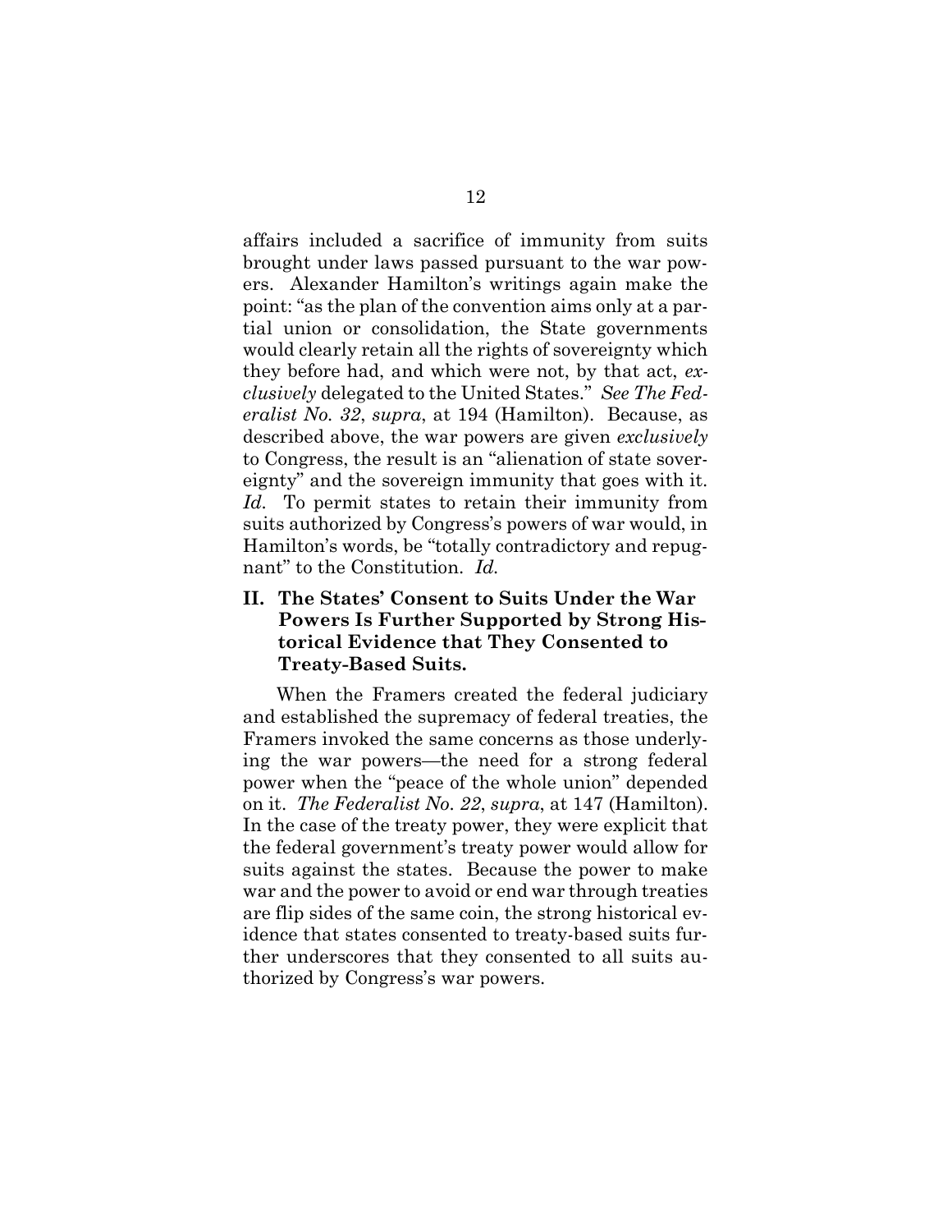affairs included a sacrifice of immunity from suits brought under laws passed pursuant to the war powers. Alexander Hamilton's writings again make the point: "as the plan of the convention aims only at a partial union or consolidation, the State governments would clearly retain all the rights of sovereignty which they before had, and which were not, by that act, *exclusively* delegated to the United States." *See The Federalist No. 32*, *supra*, at 194 (Hamilton). Because, as described above, the war powers are given *exclusively* to Congress, the result is an "alienation of state sovereignty" and the sovereign immunity that goes with it. *Id.* To permit states to retain their immunity from suits authorized by Congress's powers of war would, in Hamilton's words, be "totally contradictory and repugnant" to the Constitution. *Id.*

## II. The States' Consent to Suits Under the War Powers Is Further Supported by Strong Historical Evidence that They Consented to Treaty-Based Suits.

When the Framers created the federal judiciary and established the supremacy of federal treaties, the Framers invoked the same concerns as those underlying the war powers—the need for a strong federal power when the "peace of the whole union" depended on it. *The Federalist No. 22*, *supra*, at 147 (Hamilton). In the case of the treaty power, they were explicit that the federal government's treaty power would allow for suits against the states. Because the power to make war and the power to avoid or end war through treaties are flip sides of the same coin, the strong historical evidence that states consented to treaty-based suits further underscores that they consented to all suits authorized by Congress's war powers.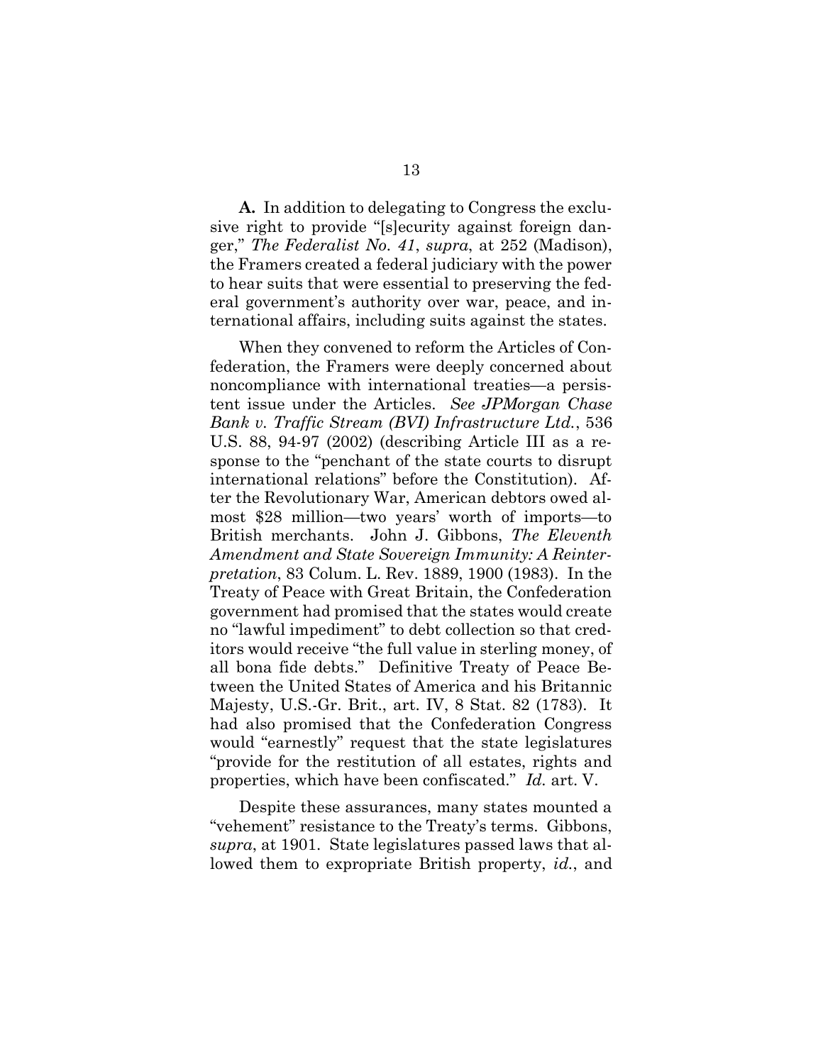**A.** In addition to delegating to Congress the exclusive right to provide "[s]ecurity against foreign danger," *The Federalist No. 41*, *supra*, at 252 (Madison), the Framers created a federal judiciary with the power to hear suits that were essential to preserving the federal government's authority over war, peace, and international affairs, including suits against the states.

When they convened to reform the Articles of Confederation, the Framers were deeply concerned about noncompliance with international treaties—a persistent issue under the Articles. *See JPMorgan Chase Bank v. Traffic Stream (BVI) Infrastructure Ltd.*, 536 U.S. 88, 94-97 (2002) (describing Article III as a response to the "penchant of the state courts to disrupt international relations" before the Constitution). After the Revolutionary War, American debtors owed almost $28 million—two years' worth of imports—to British merchants. John J. Gibbons, *The Eleventh Amendment and State Sovereign Immunity: A Reinterpretation*, 83 Colum. L. Rev. 1889, 1900 (1983). In the Treaty of Peace with Great Britain, the Confederation government had promised that the states would create no "lawful impediment" to debt collection so that creditors would receive "the full value in sterling money, of all bona fide debts." Definitive Treaty of Peace Between the United States of America and his Britannic Majesty, U.S.-Gr. Brit., art. IV, 8 Stat. 82 (1783). It had also promised that the Confederation Congress would "earnestly" request that the state legislatures "provide for the restitution of all estates, rights and properties, which have been confiscated." *Id.* art. V.

Despite these assurances, many states mounted a "vehement" resistance to the Treaty's terms. Gibbons, *supra*, at 1901. State legislatures passed laws that allowed them to expropriate British property, *id.*, and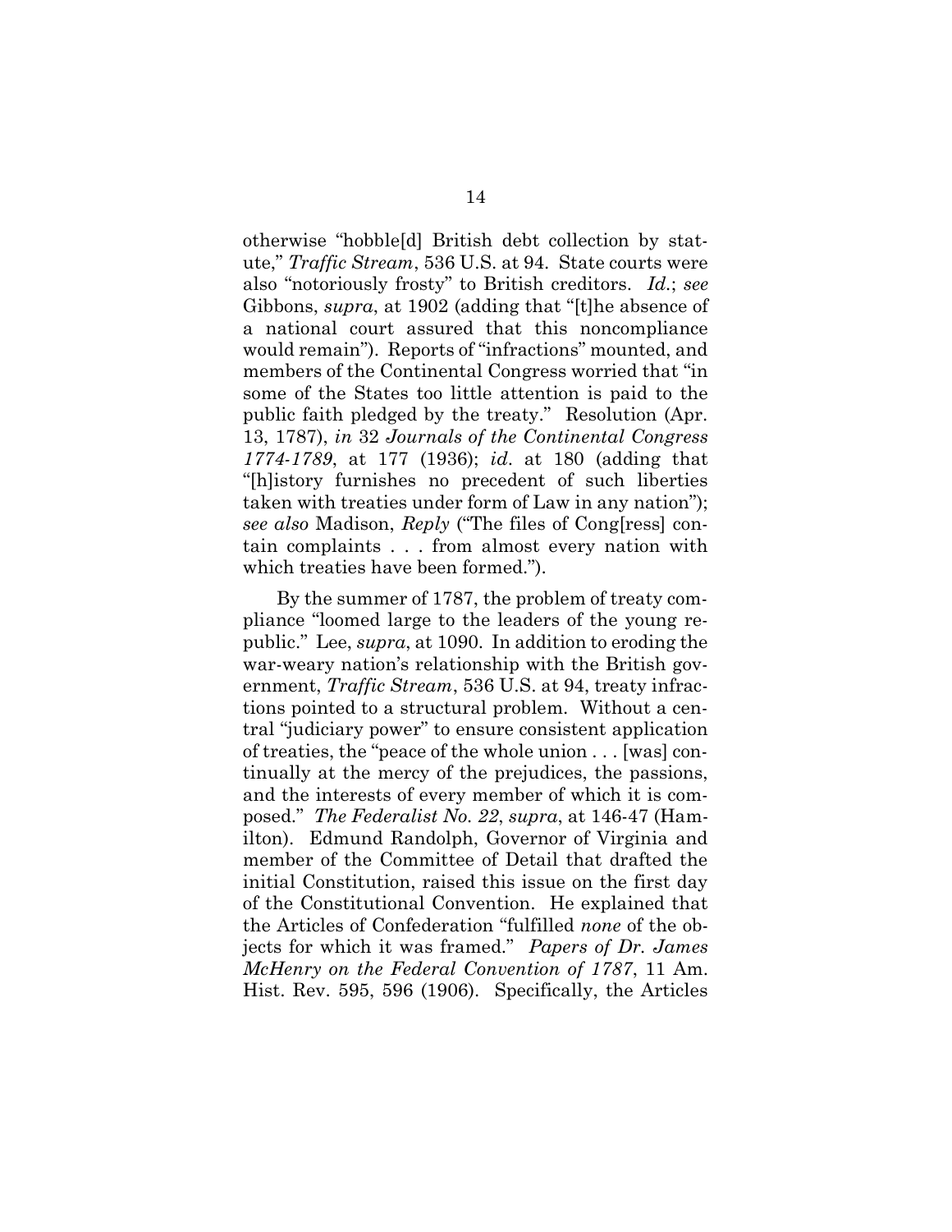otherwise "hobble[d] British debt collection by statute," *Traffic Stream*, 536 U.S. at 94. State courts were also "notoriously frosty" to British creditors. *Id.*; *see* Gibbons, *supra*, at 1902 (adding that "[t]he absence of a national court assured that this noncompliance would remain"). Reports of "infractions" mounted, and members of the Continental Congress worried that "in some of the States too little attention is paid to the public faith pledged by the treaty." Resolution (Apr. 13, 1787), *in* 32 *Journals of the Continental Congress 1774-1789*, at 177 (1936); *id.* at 180 (adding that "[h]istory furnishes no precedent of such liberties taken with treaties under form of Law in any nation"); *see also* Madison, *Reply* ("The files of Cong[ress] contain complaints . . . from almost every nation with which treaties have been formed.").

By the summer of 1787, the problem of treaty compliance "loomed large to the leaders of the young republic." Lee, *supra*, at 1090. In addition to eroding the war-weary nation's relationship with the British government, *Traffic Stream*, 536 U.S. at 94, treaty infractions pointed to a structural problem. Without a central "judiciary power" to ensure consistent application of treaties, the "peace of the whole union . . . [was] continually at the mercy of the prejudices, the passions, and the interests of every member of which it is composed." *The Federalist No. 22*, *supra*, at 146-47 (Hamilton). Edmund Randolph, Governor of Virginia and member of the Committee of Detail that drafted the initial Constitution, raised this issue on the first day of the Constitutional Convention. He explained that the Articles of Confederation "fulfilled *none* of the objects for which it was framed." *Papers of Dr. James McHenry on the Federal Convention of 1787*, 11 Am. Hist. Rev. 595, 596 (1906). Specifically, the Articles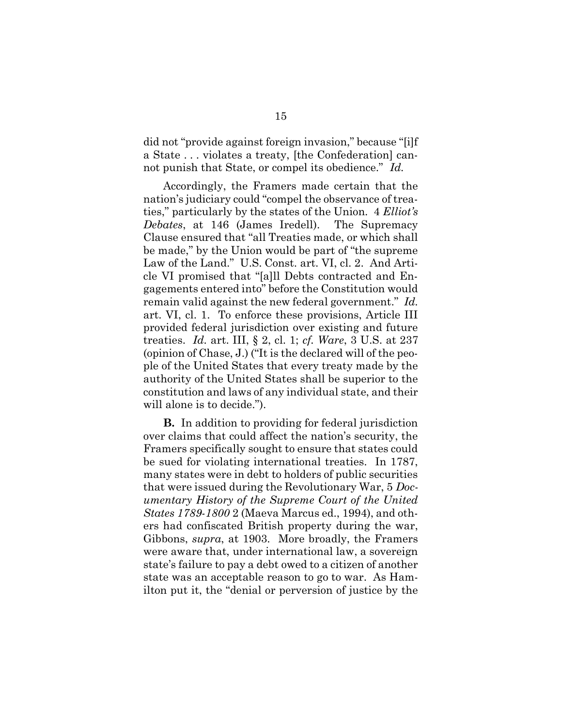did not "provide against foreign invasion," because "[i]f a State . . . violates a treaty, [the Confederation] cannot punish that State, or compel its obedience." *Id.*

Accordingly, the Framers made certain that the nation's judiciary could "compel the observance of treaties," particularly by the states of the Union. 4 *Elliot's Debates*, at 146 (James Iredell). The Supremacy Clause ensured that "all Treaties made, or which shall be made," by the Union would be part of "the supreme Law of the Land." U.S. Const. art. VI, cl. 2. And Article VI promised that "[a]ll Debts contracted and Engagements entered into" before the Constitution would remain valid against the new federal government." *Id.* art. VI, cl. 1. To enforce these provisions, Article III provided federal jurisdiction over existing and future treaties. *Id.* art. III, § 2, cl. 1; *cf. Ware*, 3 U.S. at 237 (opinion of Chase, J.) ("It is the declared will of the people of the United States that every treaty made by the authority of the United States shall be superior to the constitution and laws of any individual state, and their will alone is to decide.").

**B.** In addition to providing for federal jurisdiction over claims that could affect the nation's security, the Framers specifically sought to ensure that states could be sued for violating international treaties. In 1787, many states were in debt to holders of public securities that were issued during the Revolutionary War, 5 *Documentary History of the Supreme Court of the United States 1789-1800* 2 (Maeva Marcus ed., 1994), and others had confiscated British property during the war, Gibbons, *supra*, at 1903. More broadly, the Framers were aware that, under international law, a sovereign state's failure to pay a debt owed to a citizen of another state was an acceptable reason to go to war. As Hamilton put it, the "denial or perversion of justice by the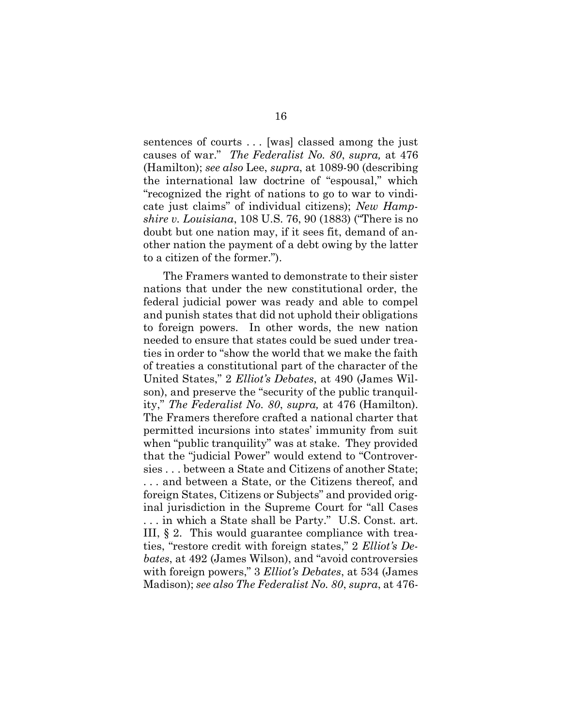sentences of courts . . . [was] classed among the just causes of war." *The Federalist No. 80*, *supra,* at 476 (Hamilton); *see also* Lee, *supra*, at 1089-90 (describing the international law doctrine of "espousal," which "recognized the right of nations to go to war to vindicate just claims" of individual citizens); *New Hampshire v. Louisiana*, 108 U.S. 76, 90 (1883) ("There is no doubt but one nation may, if it sees fit, demand of another nation the payment of a debt owing by the latter to a citizen of the former.").

The Framers wanted to demonstrate to their sister nations that under the new constitutional order, the federal judicial power was ready and able to compel and punish states that did not uphold their obligations to foreign powers. In other words, the new nation needed to ensure that states could be sued under treaties in order to "show the world that we make the faith of treaties a constitutional part of the character of the United States," 2 *Elliot's Debates*, at 490 (James Wilson), and preserve the "security of the public tranquility," *The Federalist No. 80*, *supra,* at 476 (Hamilton). The Framers therefore crafted a national charter that permitted incursions into states' immunity from suit when "public tranquility" was at stake. They provided that the "judicial Power" would extend to "Controversies . . . between a State and Citizens of another State; . . . and between a State, or the Citizens thereof, and foreign States, Citizens or Subjects" and provided original jurisdiction in the Supreme Court for "all Cases . . . in which a State shall be Party." U.S. Const. art. III, § 2. This would guarantee compliance with treaties, "restore credit with foreign states," 2 *Elliot's Debates*, at 492 (James Wilson), and "avoid controversies with foreign powers," 3 *Elliot's Debates*, at 534 (James Madison); *see also The Federalist No. 80*, *supra*, at 476-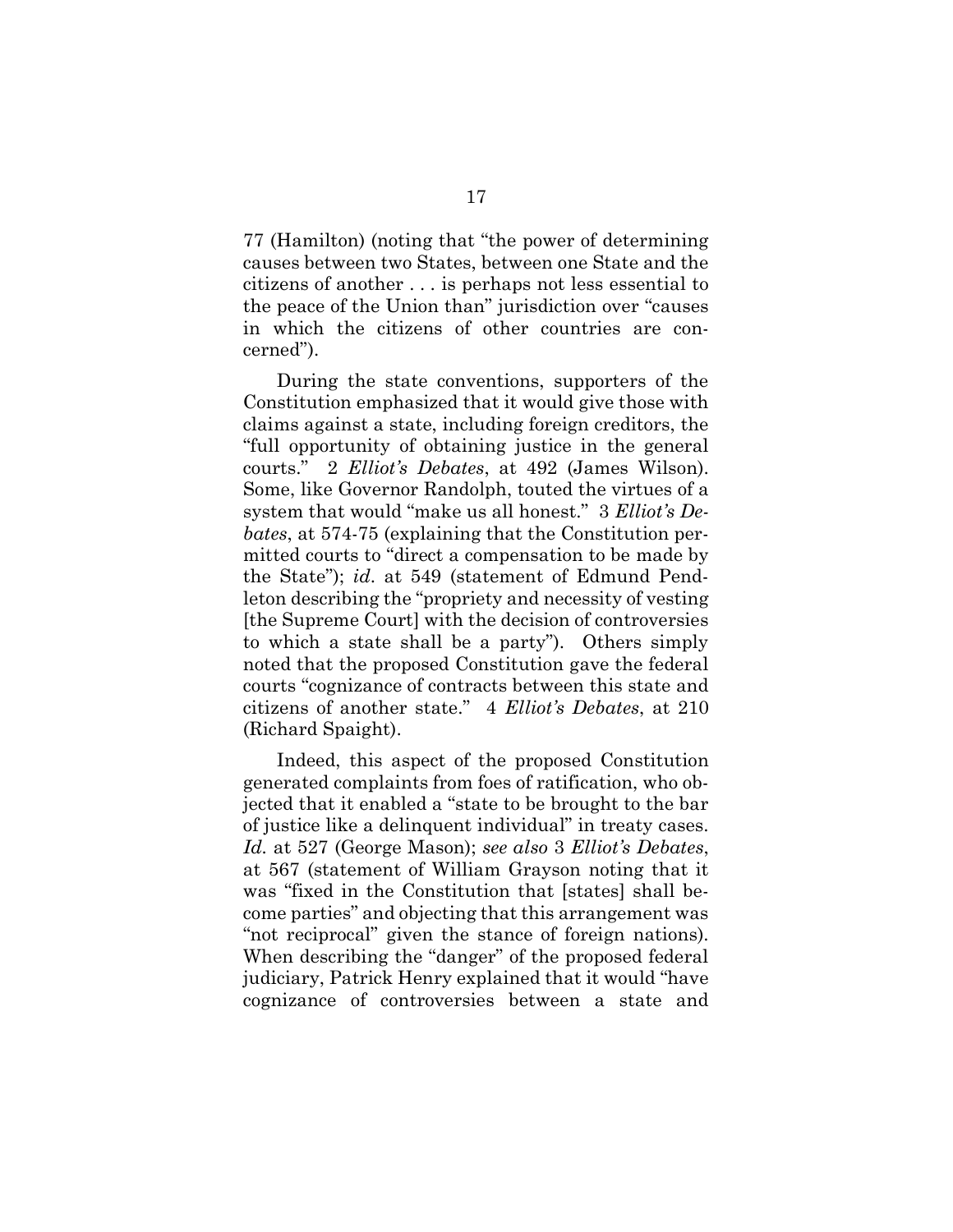77 (Hamilton) (noting that "the power of determining causes between two States, between one State and the citizens of another . . . is perhaps not less essential to the peace of the Union than" jurisdiction over "causes in which the citizens of other countries are concerned").

During the state conventions, supporters of the Constitution emphasized that it would give those with claims against a state, including foreign creditors, the "full opportunity of obtaining justice in the general courts." 2 *Elliot's Debates*, at 492 (James Wilson). Some, like Governor Randolph, touted the virtues of a system that would "make us all honest." 3 *Elliot's Debates*, at 574-75 (explaining that the Constitution permitted courts to "direct a compensation to be made by the State"); *id.* at 549 (statement of Edmund Pendleton describing the "propriety and necessity of vesting [the Supreme Court] with the decision of controversies to which a state shall be a party"). Others simply noted that the proposed Constitution gave the federal courts "cognizance of contracts between this state and citizens of another state." 4 *Elliot's Debates*, at 210 (Richard Spaight).

Indeed, this aspect of the proposed Constitution generated complaints from foes of ratification, who objected that it enabled a "state to be brought to the bar of justice like a delinquent individual" in treaty cases. *Id.* at 527 (George Mason); *see also* 3 *Elliot's Debates*, at 567 (statement of William Grayson noting that it was "fixed in the Constitution that [states] shall become parties" and objecting that this arrangement was "not reciprocal" given the stance of foreign nations). When describing the "danger" of the proposed federal judiciary, Patrick Henry explained that it would "have cognizance of controversies between a state and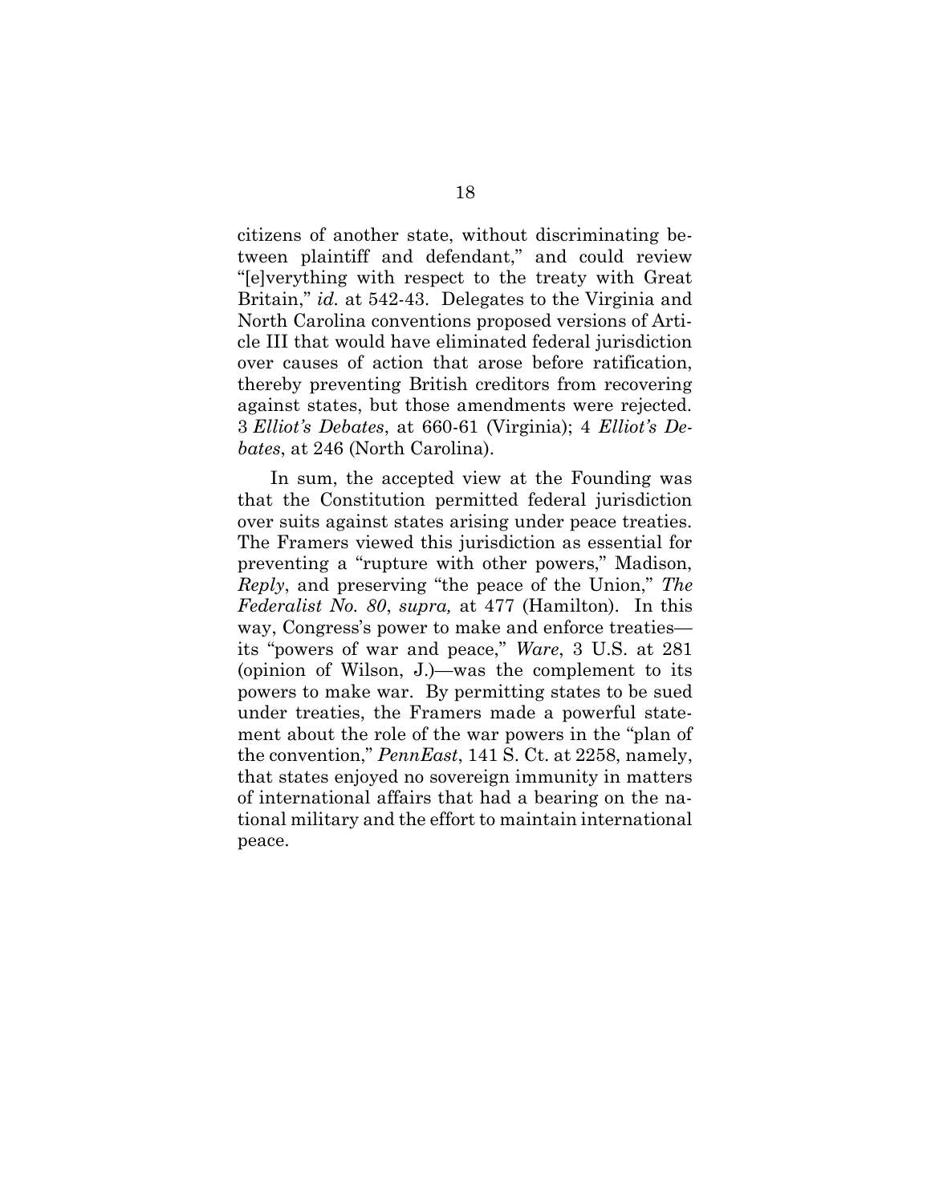citizens of another state, without discriminating between plaintiff and defendant," and could review "[e]verything with respect to the treaty with Great Britain," *id.* at 542-43. Delegates to the Virginia and North Carolina conventions proposed versions of Article III that would have eliminated federal jurisdiction over causes of action that arose before ratification, thereby preventing British creditors from recovering against states, but those amendments were rejected. 3 *Elliot's Debates*, at 660-61 (Virginia); 4 *Elliot's Debates*, at 246 (North Carolina).

In sum, the accepted view at the Founding was that the Constitution permitted federal jurisdiction over suits against states arising under peace treaties. The Framers viewed this jurisdiction as essential for preventing a "rupture with other powers," Madison, *Reply*, and preserving "the peace of the Union," *The Federalist No. 80*, *supra,* at 477 (Hamilton). In this way, Congress's power to make and enforce treaties—its "powers of war and peace," *Ware*, 3 U.S. at 281 (opinion of Wilson, J.)—was the complement to its powers to make war. By permitting states to be sued under treaties, the Framers made a powerful statement about the role of the war powers in the "plan of the convention," *PennEast*, 141 S. Ct. at 2258, namely, that states enjoyed no sovereign immunity in matters of international affairs that had a bearing on the national military and the effort to maintain international peace.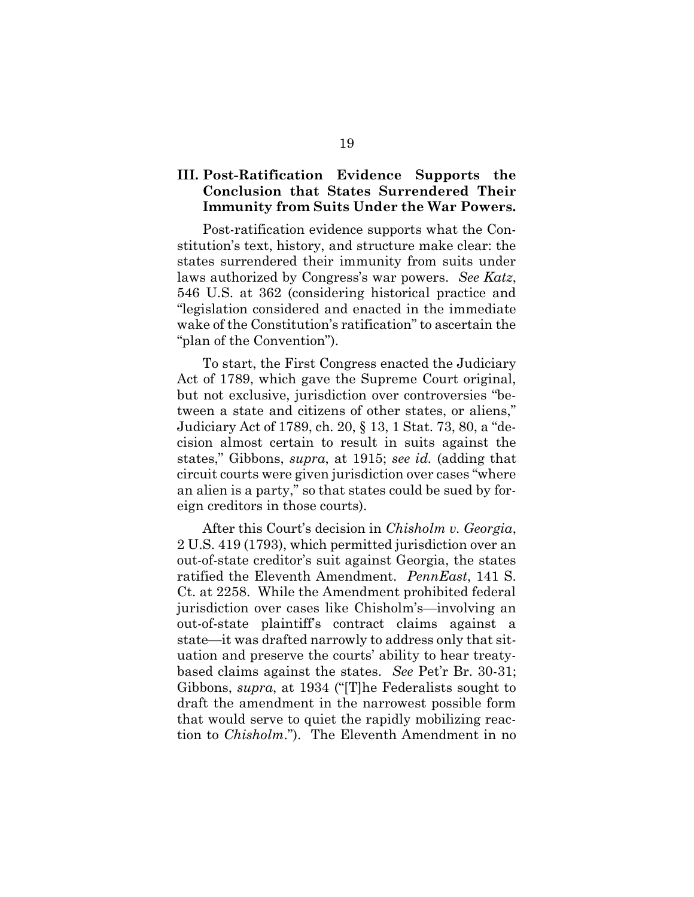## III. Post-Ratification Evidence Supports the Conclusion that States Surrendered Their Immunity from Suits Under the War Powers.

Post-ratification evidence supports what the Constitution's text, history, and structure make clear: the states surrendered their immunity from suits under laws authorized by Congress's war powers. *See Katz*, 546 U.S. at 362 (considering historical practice and "legislation considered and enacted in the immediate wake of the Constitution's ratification" to ascertain the "plan of the Convention").

To start, the First Congress enacted the Judiciary Act of 1789, which gave the Supreme Court original, but not exclusive, jurisdiction over controversies "between a state and citizens of other states, or aliens," Judiciary Act of 1789, ch. 20, § 13, 1 Stat. 73, 80, a "decision almost certain to result in suits against the states," Gibbons, *supra*, at 1915; *see id.* (adding that circuit courts were given jurisdiction over cases "where an alien is a party," so that states could be sued by foreign creditors in those courts).

After this Court's decision in *Chisholm v. Georgia*, 2 U.S. 419 (1793), which permitted jurisdiction over an out-of-state creditor's suit against Georgia, the states ratified the Eleventh Amendment. *PennEast*, 141 S. Ct. at 2258. While the Amendment prohibited federal jurisdiction over cases like Chisholm's—involving an out-of-state plaintiff's contract claims against a state—it was drafted narrowly to address only that situation and preserve the courts' ability to hear treaty-based claims against the states. *See* Pet'r Br. 30-31; Gibbons, *supra*, at 1934 ("[T]he Federalists sought to draft the amendment in the narrowest possible form that would serve to quiet the rapidly mobilizing reaction to *Chisholm*."). The Eleventh Amendment in no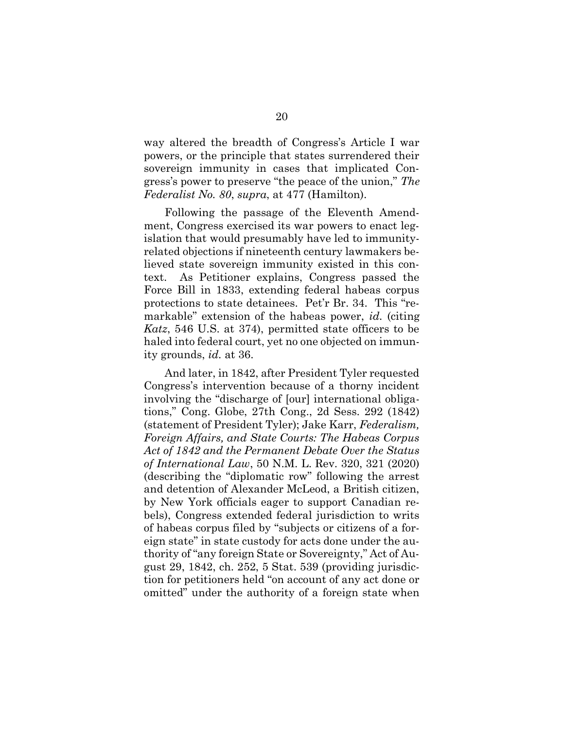way altered the breadth of Congress's Article I war powers, or the principle that states surrendered their sovereign immunity in cases that implicated Congress's power to preserve "the peace of the union," *The Federalist No. 80*, *supra*, at 477 (Hamilton).

Following the passage of the Eleventh Amendment, Congress exercised its war powers to enact legislation that would presumably have led to immunity-related objections if nineteenth century lawmakers believed state sovereign immunity existed in this context. As Petitioner explains, Congress passed the Force Bill in 1833, extending federal habeas corpus protections to state detainees. Pet'r Br. 34. This "remarkable" extension of the habeas power, *id.* (citing *Katz*, 546 U.S. at 374), permitted state officers to be haled into federal court, yet no one objected on immunity grounds, *id.* at 36.

And later, in 1842, after President Tyler requested Congress's intervention because of a thorny incident involving the "discharge of [our] international obligations," Cong. Globe, 27th Cong., 2d Sess. 292 (1842) (statement of President Tyler); Jake Karr, *Federalism, Foreign Affairs, and State Courts: The Habeas Corpus Act of 1842 and the Permanent Debate Over the Status of International Law*, 50 N.M. L. Rev. 320, 321 (2020) (describing the "diplomatic row" following the arrest and detention of Alexander McLeod, a British citizen, by New York officials eager to support Canadian rebels), Congress extended federal jurisdiction to writs of habeas corpus filed by "subjects or citizens of a foreign state" in state custody for acts done under the authority of "any foreign State or Sovereignty," Act of August 29, 1842, ch. 252, 5 Stat. 539 (providing jurisdiction for petitioners held "on account of any act done or omitted" under the authority of a foreign state when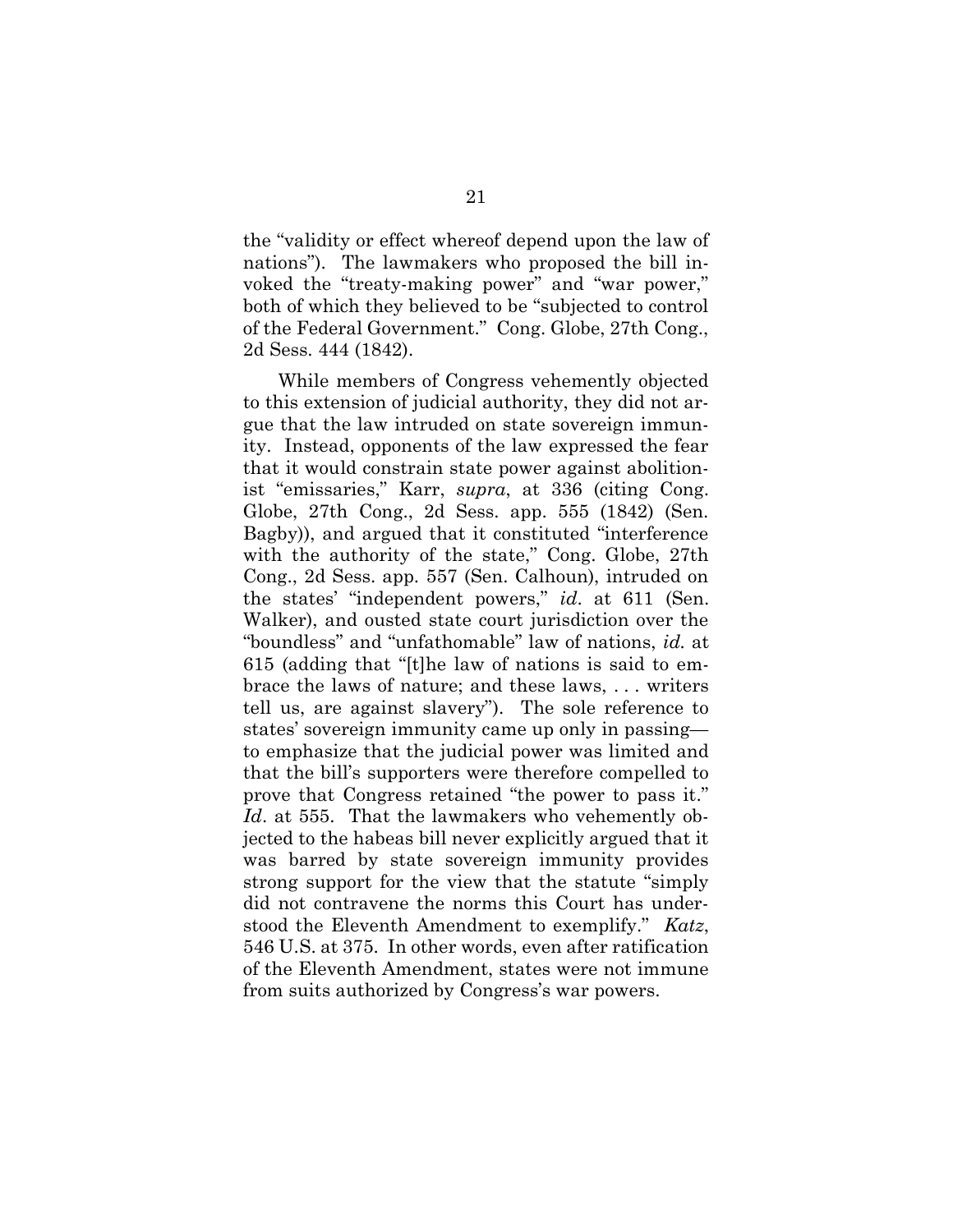the "validity or effect whereof depend upon the law of nations"). The lawmakers who proposed the bill invoked the "treaty-making power" and "war power," both of which they believed to be "subjected to control of the Federal Government." Cong. Globe, 27th Cong., 2d Sess. 444 (1842).

While members of Congress vehemently objected to this extension of judicial authority, they did not argue that the law intruded on state sovereign immunity. Instead, opponents of the law expressed the fear that it would constrain state power against abolitionist "emissaries," Karr, *supra*, at 336 (citing Cong. Globe, 27th Cong., 2d Sess. app. 555 (1842) (Sen. Bagby)), and argued that it constituted "interference with the authority of the state," Cong. Globe, 27th Cong., 2d Sess. app. 557 (Sen. Calhoun), intruded on the states' "independent powers," *id.* at 611 (Sen. Walker), and ousted state court jurisdiction over the "boundless" and "unfathomable" law of nations, *id.* at 615 (adding that "[t]he law of nations is said to embrace the laws of nature; and these laws, . . . writers tell us, are against slavery"). The sole reference to states' sovereign immunity came up only in passing—to emphasize that the judicial power was limited and that the bill's supporters were therefore compelled to prove that Congress retained "the power to pass it." *Id*. at 555. That the lawmakers who vehemently objected to the habeas bill never explicitly argued that it was barred by state sovereign immunity provides strong support for the view that the statute "simply did not contravene the norms this Court has understood the Eleventh Amendment to exemplify." *Katz*, 546 U.S. at 375. In other words, even after ratification of the Eleventh Amendment, states were not immune from suits authorized by Congress's war powers.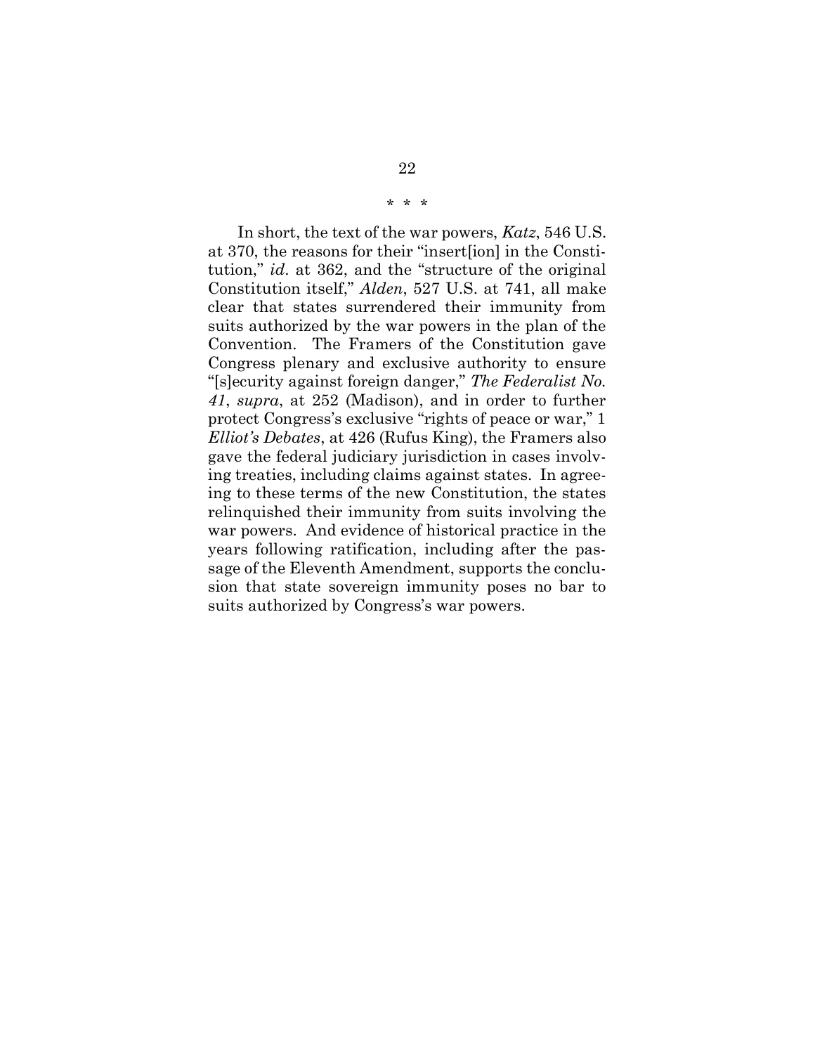\* \* \*

In short, the text of the war powers, *Katz*, 546 U.S. at 370, the reasons for their "insert[ion] in the Constitution," *id*. at 362, and the "structure of the original Constitution itself," *Alden*, 527 U.S. at 741, all make clear that states surrendered their immunity from suits authorized by the war powers in the plan of the Convention. The Framers of the Constitution gave Congress plenary and exclusive authority to ensure "[s]ecurity against foreign danger," *The Federalist No. 41*, *supra*, at 252 (Madison), and in order to further protect Congress's exclusive "rights of peace or war," 1 *Elliot's Debates*, at 426 (Rufus King), the Framers also gave the federal judiciary jurisdiction in cases involving treaties, including claims against states. In agreeing to these terms of the new Constitution, the states relinquished their immunity from suits involving the war powers. And evidence of historical practice in the years following ratification, including after the passage of the Eleventh Amendment, supports the conclusion that state sovereign immunity poses no bar to suits authorized by Congress's war powers.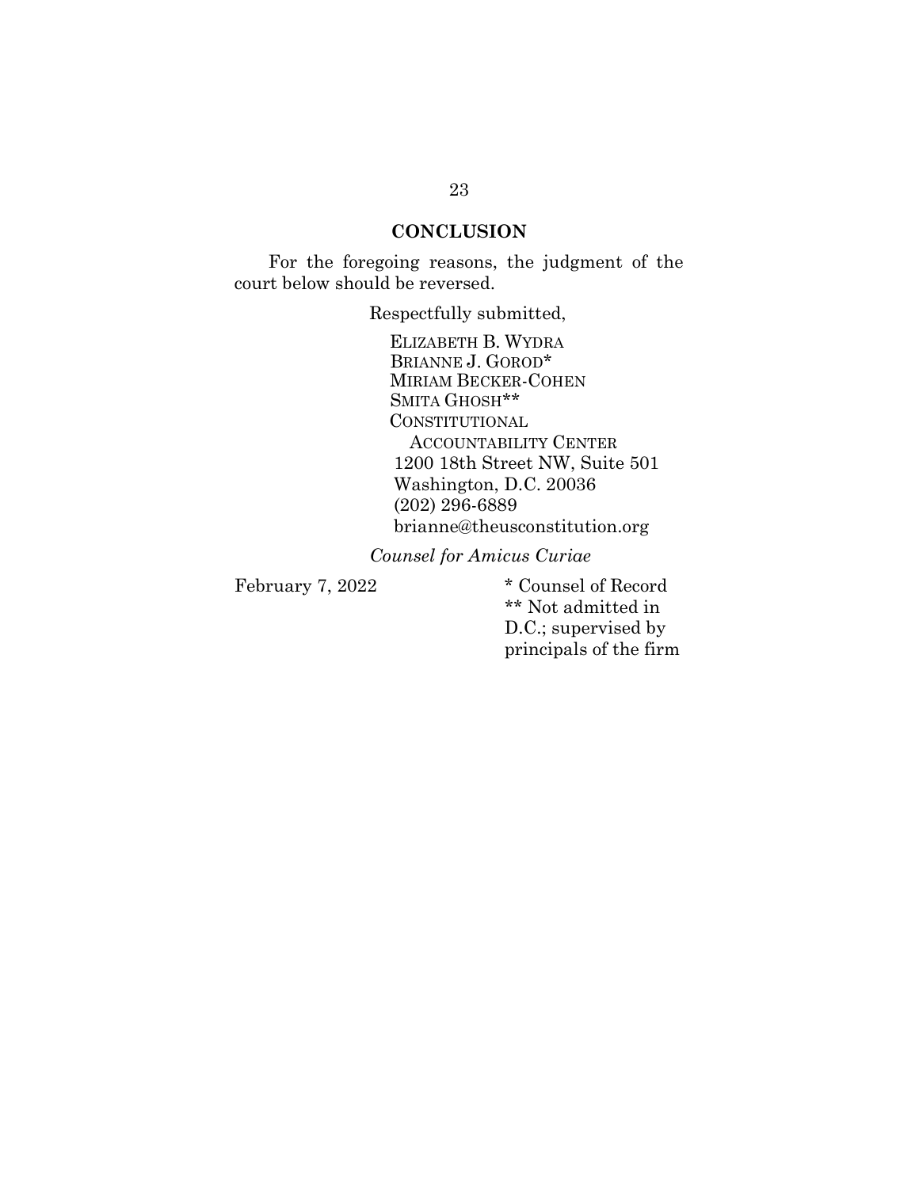## CONCLUSION

For the foregoing reasons, the judgment of the court below should be reversed.

Respectfully submitted,

ELIZABETH B. WYDRA
BRIANNE J. GOROD*
MIRIAM BECKER-COHEN
SMITA GHOSH**
CONSTITUTIONAL
ACCOUNTABILITY CENTER
1200 18th Street NW, Suite 501
Washington, D.C. 20036
(202) 296-6889
brianne@theusconstitution.org

*Counsel for Amicus Curiae*

February 7, 2022

* Counsel of Record
** Not admitted in D.C.; supervised by principals of the firm